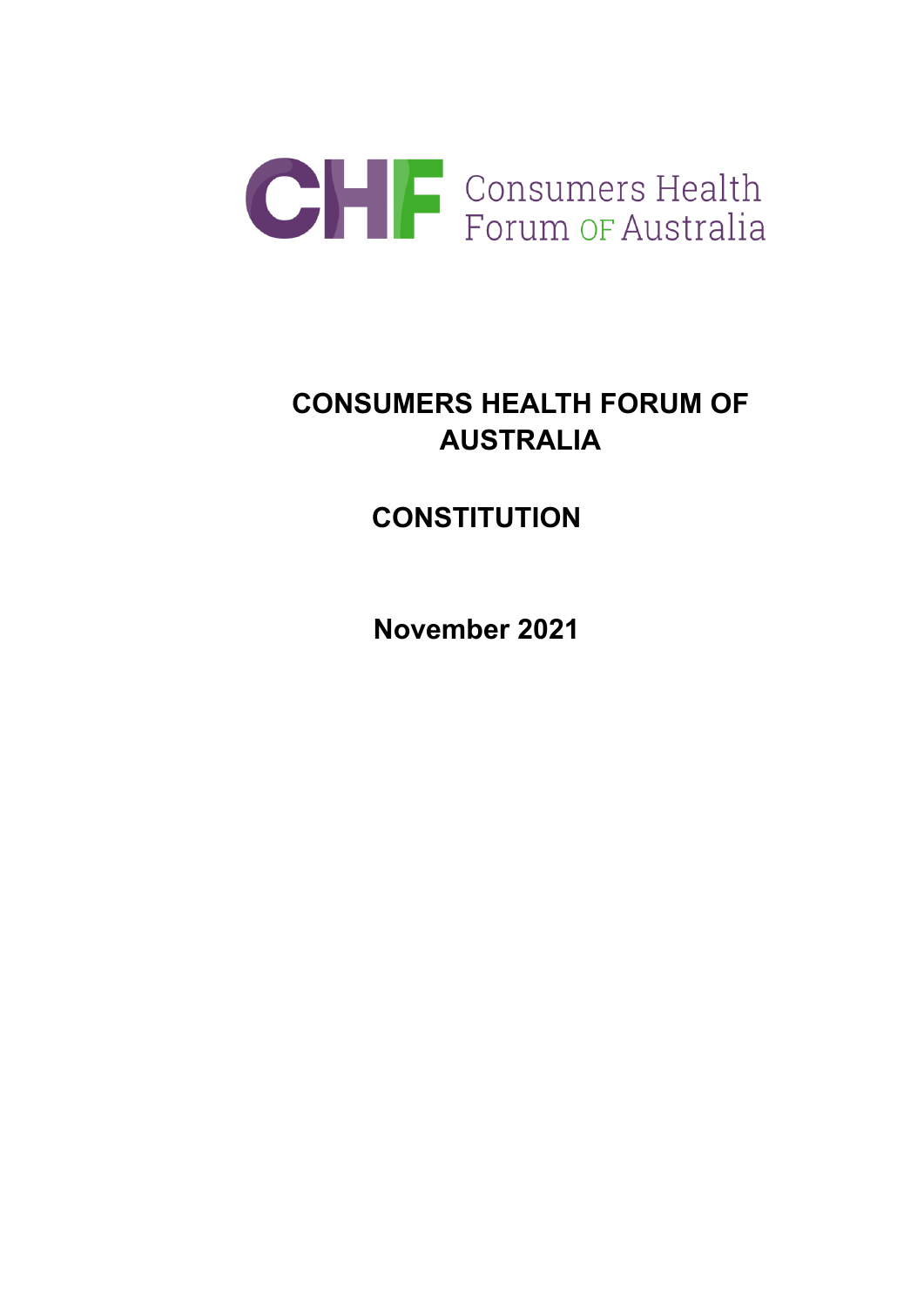CHF Consumers Health Forum OF Australia

# CONSUMERS HEALTH FORUM OF AUSTRALIA

# CONSTITUTION

**November 2021**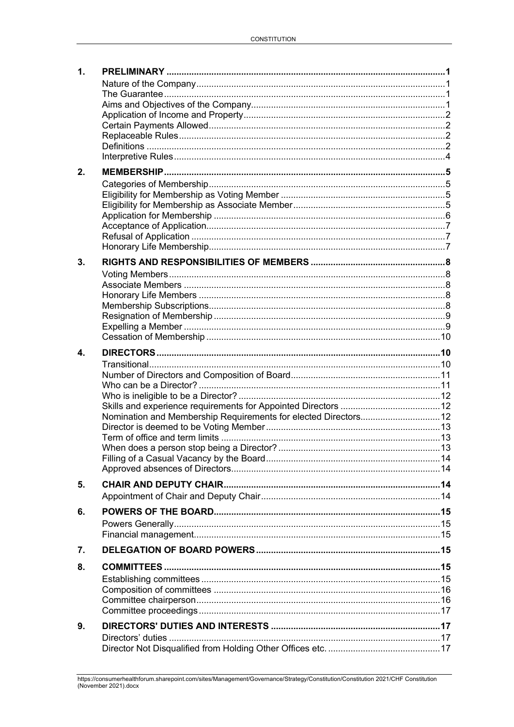| | | |
|---|---|---|
| **1.** | **PRELIMINARY** | **1** |
| | Nature of the Company | 1 |
| | The Guarantee | 1 |
| | Aims and Objectives of the Company | 1 |
| | Application of Income and Property | 2 |
| | Certain Payments Allowed | 2 |
| | Replaceable Rules | 2 |
| | Definitions | 2 |
| | Interpretive Rules | 4 |
| **2.** | **MEMBERSHIP** | **5** |
| | Categories of Membership | 5 |
| | Eligibility for Membership as Voting Member | 5 |
| | Eligibility for Membership as Associate Member | 5 |
| | Application for Membership | 6 |
| | Acceptance of Application | 7 |
| | Refusal of Application | 7 |
| | Honorary Life Membership | 7 |
| **3.** | **RIGHTS AND RESPONSIBILITIES OF MEMBERS** | **8** |
| | Voting Members | 8 |
| | Associate Members | 8 |
| | Honorary Life Members | 8 |
| | Membership Subscriptions | 8 |
| | Resignation of Membership | 9 |
| | Expelling a Member | 9 |
| | Cessation of Membership | 10 |
| **4.** | **DIRECTORS** | **10** |
| | Transitional | 10 |
| | Number of Directors and Composition of Board | 11 |
| | Who can be a Director? | 11 |
| | Who is ineligible to be a Director? | 12 |
| | Skills and experience requirements for Appointed Directors | 12 |
| | Nomination and Membership Requirements for elected Directors | 12 |
| | Director is deemed to be Voting Member | 13 |
| | Term of office and term limits | 13 |
| | When does a person stop being a Director? | 13 |
| | Filling of a Casual Vacancy by the Board | 14 |
| | Approved absences of Directors | 14 |
| **5.** | **CHAIR AND DEPUTY CHAIR** | **14** |
| | Appointment of Chair and Deputy Chair | 14 |
| **6.** | **POWERS OF THE BOARD** | **15** |
| | Powers Generally | 15 |
| | Financial management | 15 |
| **7.** | **DELEGATION OF BOARD POWERS** | **15** |
| **8.** | **COMMITTEES** | **15** |
| | Establishing committees | 15 |
| | Composition of committees | 16 |
| | Committee chairperson | 16 |
| | Committee proceedings | 17 |
| **9.** | **DIRECTORS' DUTIES AND INTERESTS** | **17** |
| | Directors' duties | 17 |
| | Director Not Disqualified from Holding Other Offices etc. | 17 |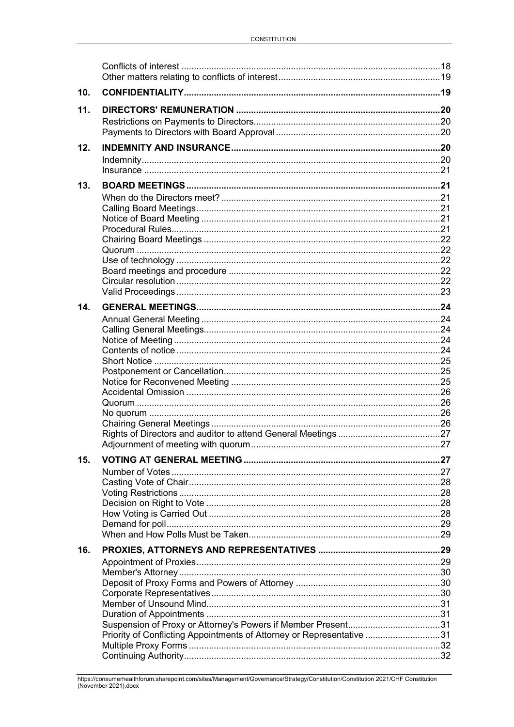| | | |
|---|---|---|
| | Conflicts of interest | 18 |
| | Other matters relating to conflicts of interest | 19 |
| **10.** | **CONFIDENTIALITY** | **19** |
| **11.** | **DIRECTORS' REMUNERATION** | **20** |
| | Restrictions on Payments to Directors | 20 |
| | Payments to Directors with Board Approval | 20 |
| **12.** | **INDEMNITY AND INSURANCE** | **20** |
| | Indemnity | 20 |
| | Insurance | 21 |
| **13.** | **BOARD MEETINGS** | **21** |
| | When do the Directors meet? | 21 |
| | Calling Board Meetings | 21 |
| | Notice of Board Meeting | 21 |
| | Procedural Rules | 21 |
| | Chairing Board Meetings | 22 |
| | Quorum | 22 |
| | Use of technology | 22 |
| | Board meetings and procedure | 22 |
| | Circular resolution | 22 |
| | Valid Proceedings | 23 |
| **14.** | **GENERAL MEETINGS** | **24** |
| | Annual General Meeting | 24 |
| | Calling General Meetings | 24 |
| | Notice of Meeting | 24 |
| | Contents of notice | 24 |
| | Short Notice | 25 |
| | Postponement or Cancellation | 25 |
| | Notice for Reconvened Meeting | 25 |
| | Accidental Omission | 26 |
| | Quorum | 26 |
| | No quorum | 26 |
| | Chairing General Meetings | 26 |
| | Rights of Directors and auditor to attend General Meetings | 27 |
| | Adjournment of meeting with quorum | 27 |
| **15.** | **VOTING AT GENERAL MEETING** | **27** |
| | Number of Votes | 27 |
| | Casting Vote of Chair | 28 |
| | Voting Restrictions | 28 |
| | Decision on Right to Vote | 28 |
| | How Voting is Carried Out | 28 |
| | Demand for poll | 29 |
| | When and How Polls Must be Taken | 29 |
| **16.** | **PROXIES, ATTORNEYS AND REPRESENTATIVES** | **29** |
| | Appointment of Proxies | 29 |
| | Member's Attorney | 30 |
| | Deposit of Proxy Forms and Powers of Attorney | 30 |
| | Corporate Representatives | 30 |
| | Member of Unsound Mind | 31 |
| | Duration of Appointments | 31 |
| | Suspension of Proxy or Attorney's Powers if Member Present | 31 |
| | Priority of Conflicting Appointments of Attorney or Representative | 31 |
| | Multiple Proxy Forms | 32 |
| | Continuing Authority | 32 |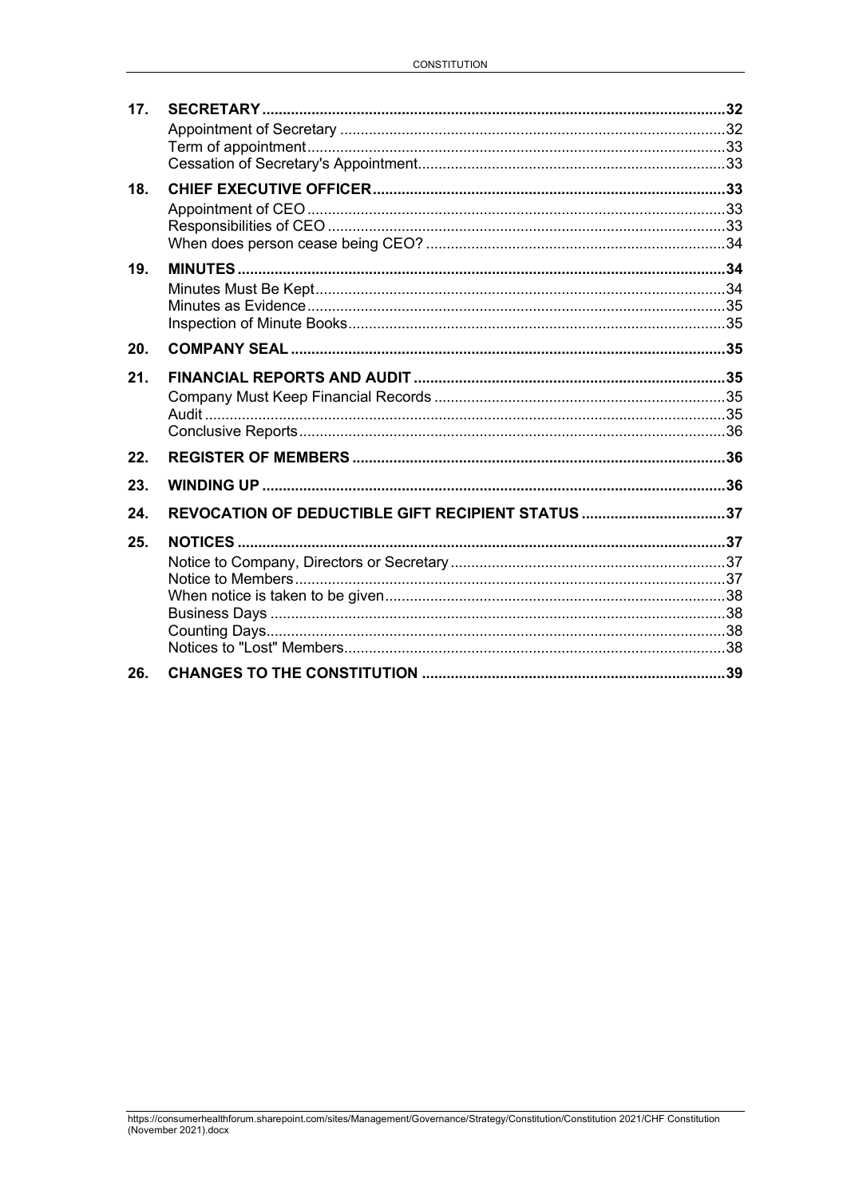| | | |
|---|---|---|
| **17.** | **SECRETARY** | **32** |
| | Appointment of Secretary | 32 |
| | Term of appointment | 33 |
| | Cessation of Secretary's Appointment | 33 |
| **18.** | **CHIEF EXECUTIVE OFFICER** | **33** |
| | Appointment of CEO | 33 |
| | Responsibilities of CEO | 33 |
| | When does person cease being CEO? | 34 |
| **19.** | **MINUTES** | **34** |
| | Minutes Must Be Kept | 34 |
| | Minutes as Evidence | 35 |
| | Inspection of Minute Books | 35 |
| **20.** | **COMPANY SEAL** | **35** |
| **21.** | **FINANCIAL REPORTS AND AUDIT** | **35** |
| | Company Must Keep Financial Records | 35 |
| | Audit | 35 |
| | Conclusive Reports | 36 |
| **22.** | **REGISTER OF MEMBERS** | **36** |
| **23.** | **WINDING UP** | **36** |
| **24.** | **REVOCATION OF DEDUCTIBLE GIFT RECIPIENT STATUS** | **37** |
| **25.** | **NOTICES** | **37** |
| | Notice to Company, Directors or Secretary | 37 |
| | Notice to Members | 37 |
| | When notice is taken to be given | 38 |
| | Business Days | 38 |
| | Counting Days | 38 |
| | Notices to "Lost" Members | 38 |
| **26.** | **CHANGES TO THE CONSTITUTION** | **39** |

https://consumerhealthforum.sharepoint.com/sites/Management/Governance/Strategy/Constitution/Constitution 2021/CHF Constitution (November 2021).docx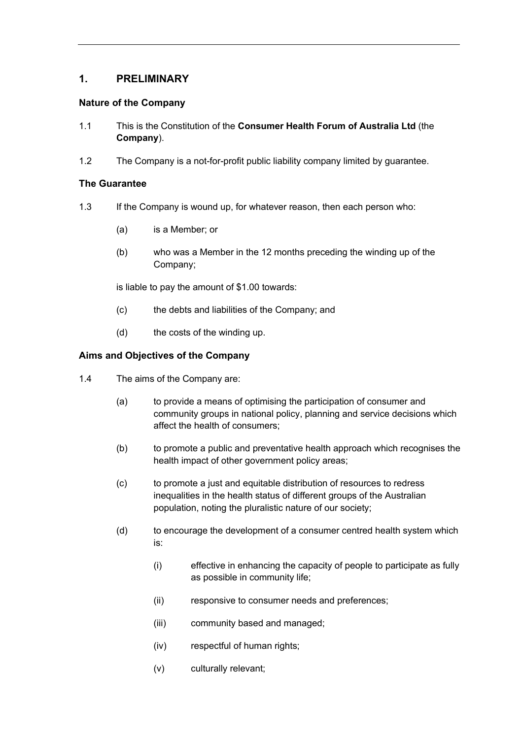## 1. PRELIMINARY

### Nature of the Company

1.1 This is the Constitution of the **Consumer Health Forum of Australia Ltd** (the **Company**).

1.2 The Company is a not-for-profit public liability company limited by guarantee.

### The Guarantee

1.3 If the Company is wound up, for whatever reason, then each person who:

- (a) is a Member; or
- (b) who was a Member in the 12 months preceding the winding up of the Company;

is liable to pay the amount of $1.00 towards:

- (c) the debts and liabilities of the Company; and
- (d) the costs of the winding up.

### Aims and Objectives of the Company

1.4 The aims of the Company are:

- (a) to provide a means of optimising the participation of consumer and community groups in national policy, planning and service decisions which affect the health of consumers;
- (b) to promote a public and preventative health approach which recognises the health impact of other government policy areas;
- (c) to promote a just and equitable distribution of resources to redress inequalities in the health status of different groups of the Australian population, noting the pluralistic nature of our society;
- (d) to encourage the development of a consumer centred health system which is:
  - (i) effective in enhancing the capacity of people to participate as fully as possible in community life;
  - (ii) responsive to consumer needs and preferences;
  - (iii) community based and managed;
  - (iv) respectful of human rights;
  - (v) culturally relevant;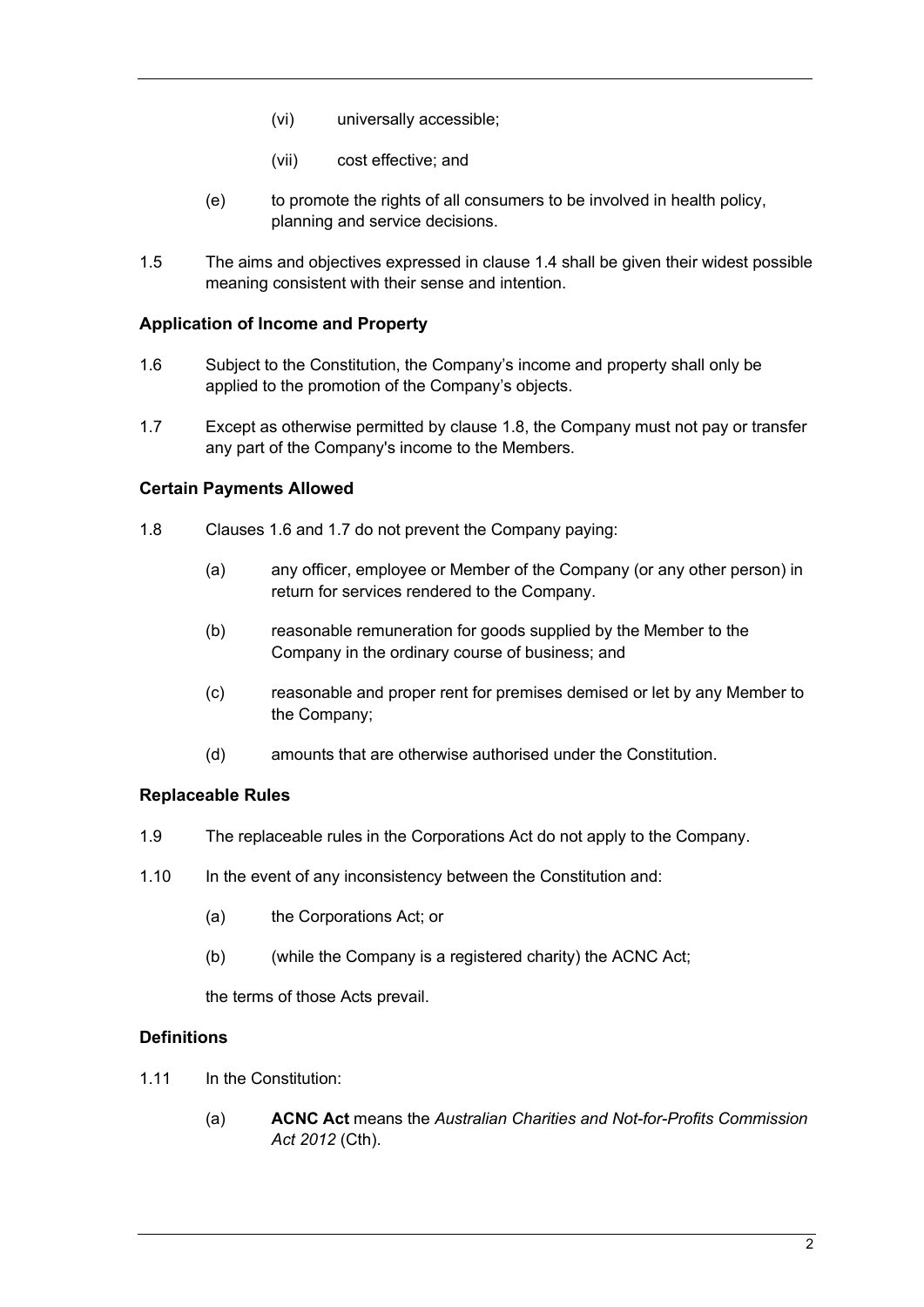(vi) universally accessible;

(vii) cost effective; and

(e) to promote the rights of all consumers to be involved in health policy, planning and service decisions.

1.5 The aims and objectives expressed in clause 1.4 shall be given their widest possible meaning consistent with their sense and intention.

### Application of Income and Property

1.6 Subject to the Constitution, the Company's income and property shall only be applied to the promotion of the Company's objects.

1.7 Except as otherwise permitted by clause 1.8, the Company must not pay or transfer any part of the Company's income to the Members.

### Certain Payments Allowed

1.8 Clauses 1.6 and 1.7 do not prevent the Company paying:

(a) any officer, employee or Member of the Company (or any other person) in return for services rendered to the Company.

(b) reasonable remuneration for goods supplied by the Member to the Company in the ordinary course of business; and

(c) reasonable and proper rent for premises demised or let by any Member to the Company;

(d) amounts that are otherwise authorised under the Constitution.

### Replaceable Rules

1.9 The replaceable rules in the Corporations Act do not apply to the Company.

1.10 In the event of any inconsistency between the Constitution and:

(a) the Corporations Act; or

(b) (while the Company is a registered charity) the ACNC Act;

the terms of those Acts prevail.

### Definitions

1.11 In the Constitution:

(a) **ACNC Act** means the *Australian Charities and Not-for-Profits Commission Act 2012* (Cth).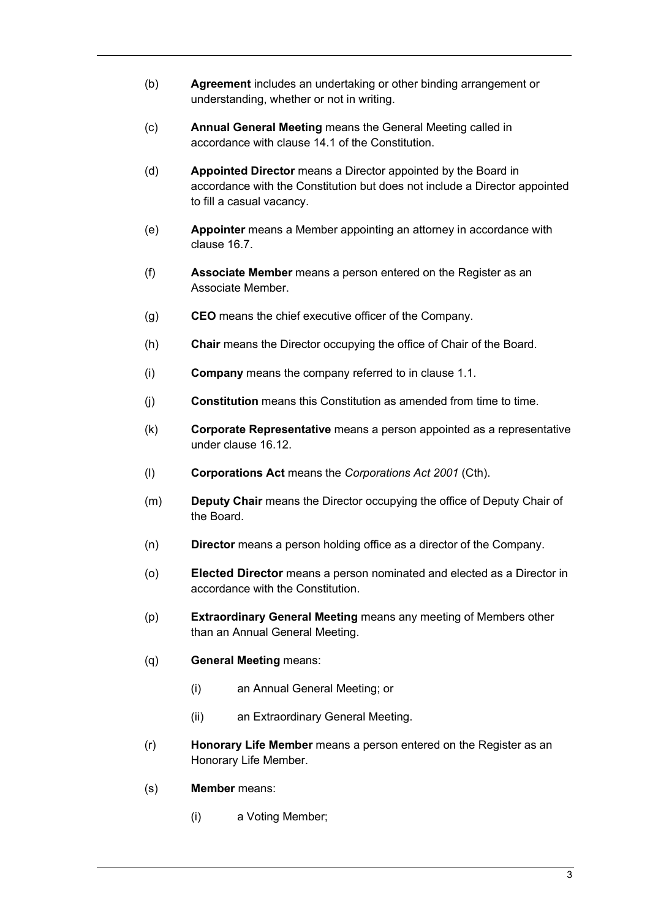(b) **Agreement** includes an undertaking or other binding arrangement or understanding, whether or not in writing.

(c) **Annual General Meeting** means the General Meeting called in accordance with clause 14.1 of the Constitution.

(d) **Appointed Director** means a Director appointed by the Board in accordance with the Constitution but does not include a Director appointed to fill a casual vacancy.

(e) **Appointer** means a Member appointing an attorney in accordance with clause 16.7.

(f) **Associate Member** means a person entered on the Register as an Associate Member.

(g) **CEO** means the chief executive officer of the Company.

(h) **Chair** means the Director occupying the office of Chair of the Board.

(i) **Company** means the company referred to in clause 1.1.

(j) **Constitution** means this Constitution as amended from time to time.

(k) **Corporate Representative** means a person appointed as a representative under clause 16.12.

(l) **Corporations Act** means the *Corporations Act 2001* (Cth).

(m) **Deputy Chair** means the Director occupying the office of Deputy Chair of the Board.

(n) **Director** means a person holding office as a director of the Company.

(o) **Elected Director** means a person nominated and elected as a Director in accordance with the Constitution.

(p) **Extraordinary General Meeting** means any meeting of Members other than an Annual General Meeting.

(q) **General Meeting** means:

  (i) an Annual General Meeting; or

  (ii) an Extraordinary General Meeting.

(r) **Honorary Life Member** means a person entered on the Register as an Honorary Life Member.

(s) **Member** means:

  (i) a Voting Member;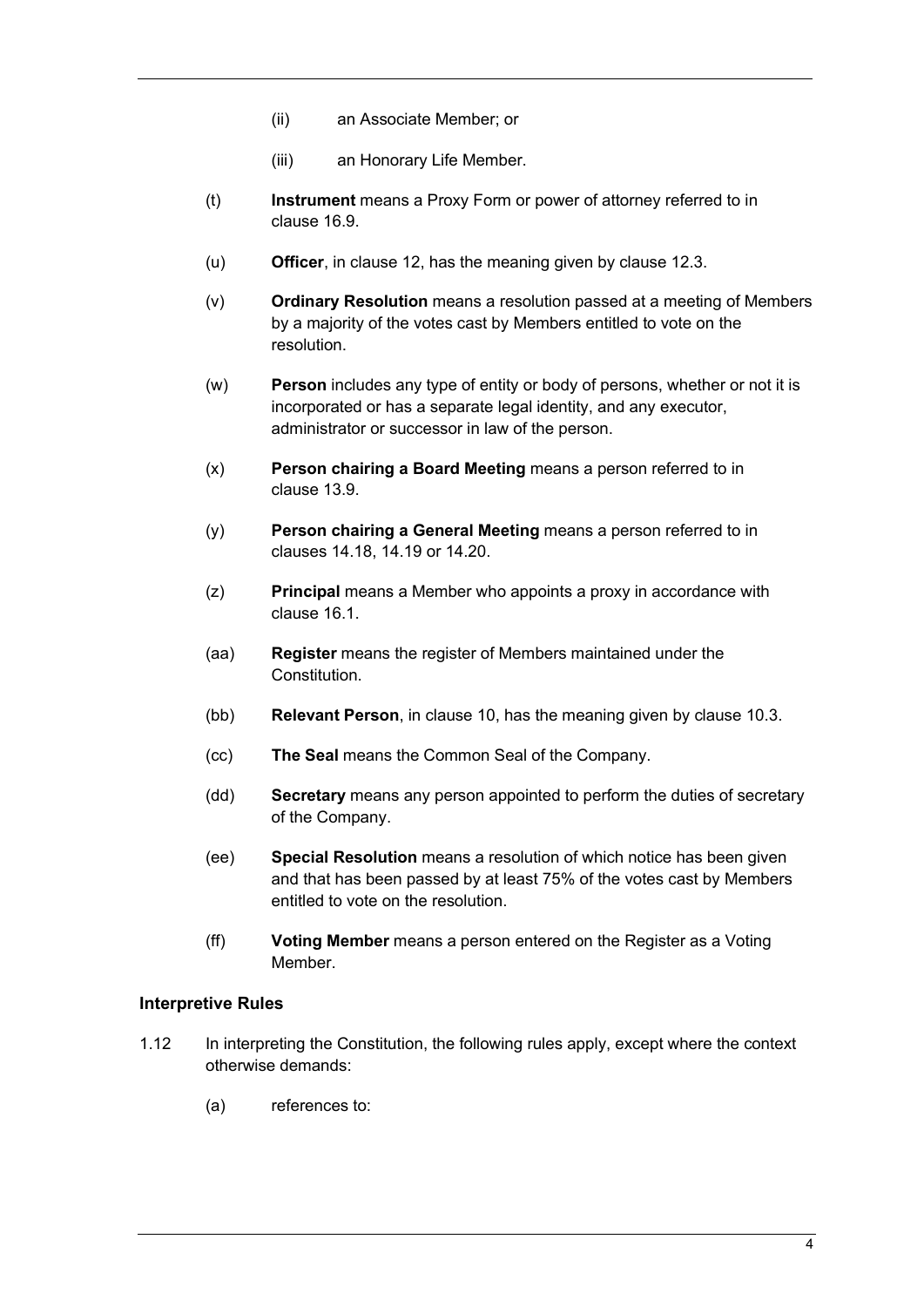(ii) an Associate Member; or

(iii) an Honorary Life Member.

(t) **Instrument** means a Proxy Form or power of attorney referred to in clause 16.9.

(u) **Officer**, in clause 12, has the meaning given by clause 12.3.

(v) **Ordinary Resolution** means a resolution passed at a meeting of Members by a majority of the votes cast by Members entitled to vote on the resolution.

(w) **Person** includes any type of entity or body of persons, whether or not it is incorporated or has a separate legal identity, and any executor, administrator or successor in law of the person.

(x) **Person chairing a Board Meeting** means a person referred to in clause 13.9.

(y) **Person chairing a General Meeting** means a person referred to in clauses 14.18, 14.19 or 14.20.

(z) **Principal** means a Member who appoints a proxy in accordance with clause 16.1.

(aa) **Register** means the register of Members maintained under the Constitution.

(bb) **Relevant Person**, in clause 10, has the meaning given by clause 10.3.

(cc) **The Seal** means the Common Seal of the Company.

(dd) **Secretary** means any person appointed to perform the duties of secretary of the Company.

(ee) **Special Resolution** means a resolution of which notice has been given and that has been passed by at least 75% of the votes cast by Members entitled to vote on the resolution.

(ff) **Voting Member** means a person entered on the Register as a Voting Member.

**Interpretive Rules**

1.12 In interpreting the Constitution, the following rules apply, except where the context otherwise demands:

(a) references to: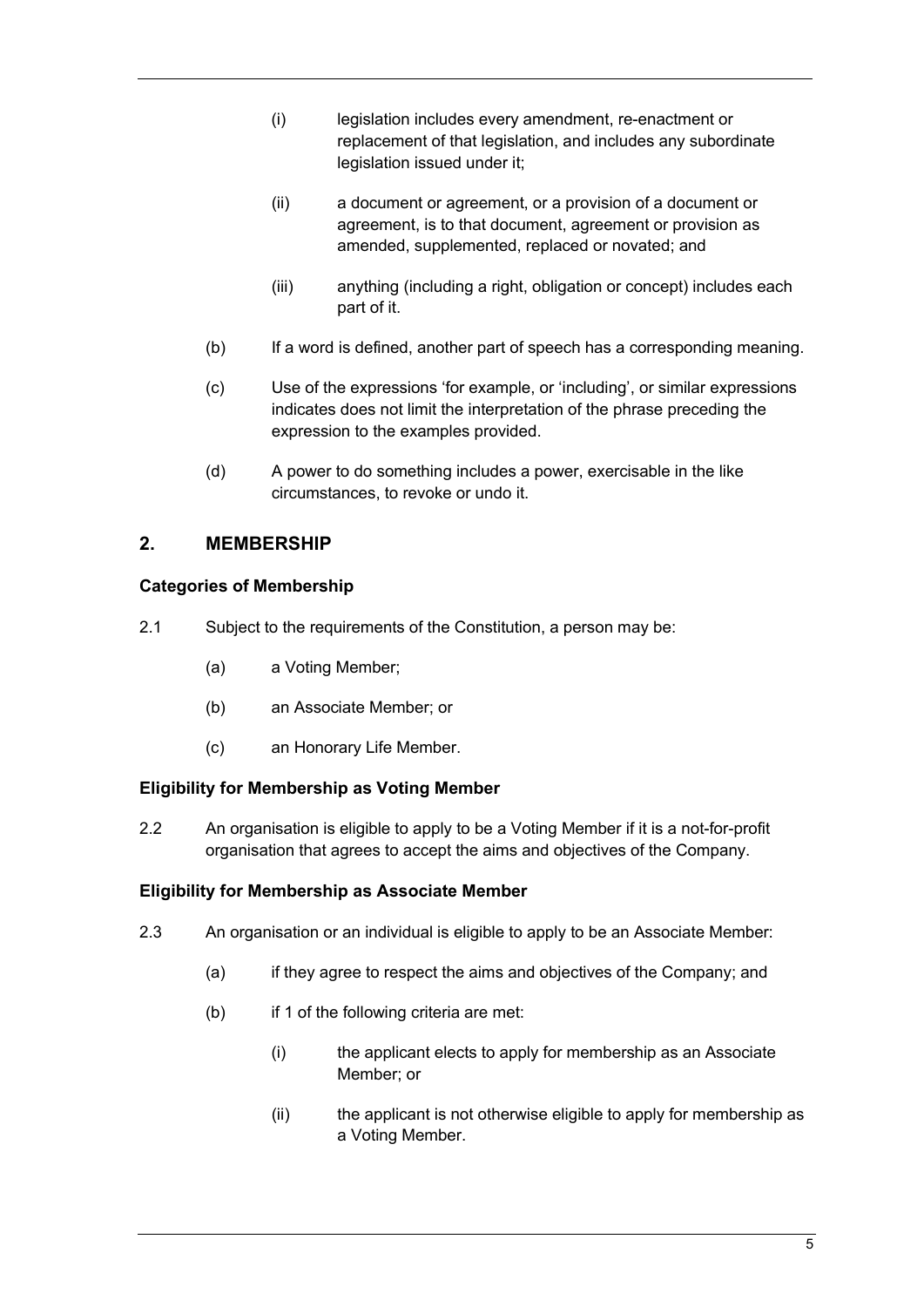- (i) legislation includes every amendment, re-enactment or replacement of that legislation, and includes any subordinate legislation issued under it;
- (ii) a document or agreement, or a provision of a document or agreement, is to that document, agreement or provision as amended, supplemented, replaced or novated; and
- (iii) anything (including a right, obligation or concept) includes each part of it.

(b) If a word is defined, another part of speech has a corresponding meaning.

(c) Use of the expressions 'for example, or 'including', or similar expressions indicates does not limit the interpretation of the phrase preceding the expression to the examples provided.

(d) A power to do something includes a power, exercisable in the like circumstances, to revoke or undo it.

## 2. MEMBERSHIP

### Categories of Membership

2.1 Subject to the requirements of the Constitution, a person may be:

- (a) a Voting Member;
- (b) an Associate Member; or
- (c) an Honorary Life Member.

### Eligibility for Membership as Voting Member

2.2 An organisation is eligible to apply to be a Voting Member if it is a not-for-profit organisation that agrees to accept the aims and objectives of the Company.

### Eligibility for Membership as Associate Member

2.3 An organisation or an individual is eligible to apply to be an Associate Member:

- (a) if they agree to respect the aims and objectives of the Company; and
- (b) if 1 of the following criteria are met:
  - (i) the applicant elects to apply for membership as an Associate Member; or
  - (ii) the applicant is not otherwise eligible to apply for membership as a Voting Member.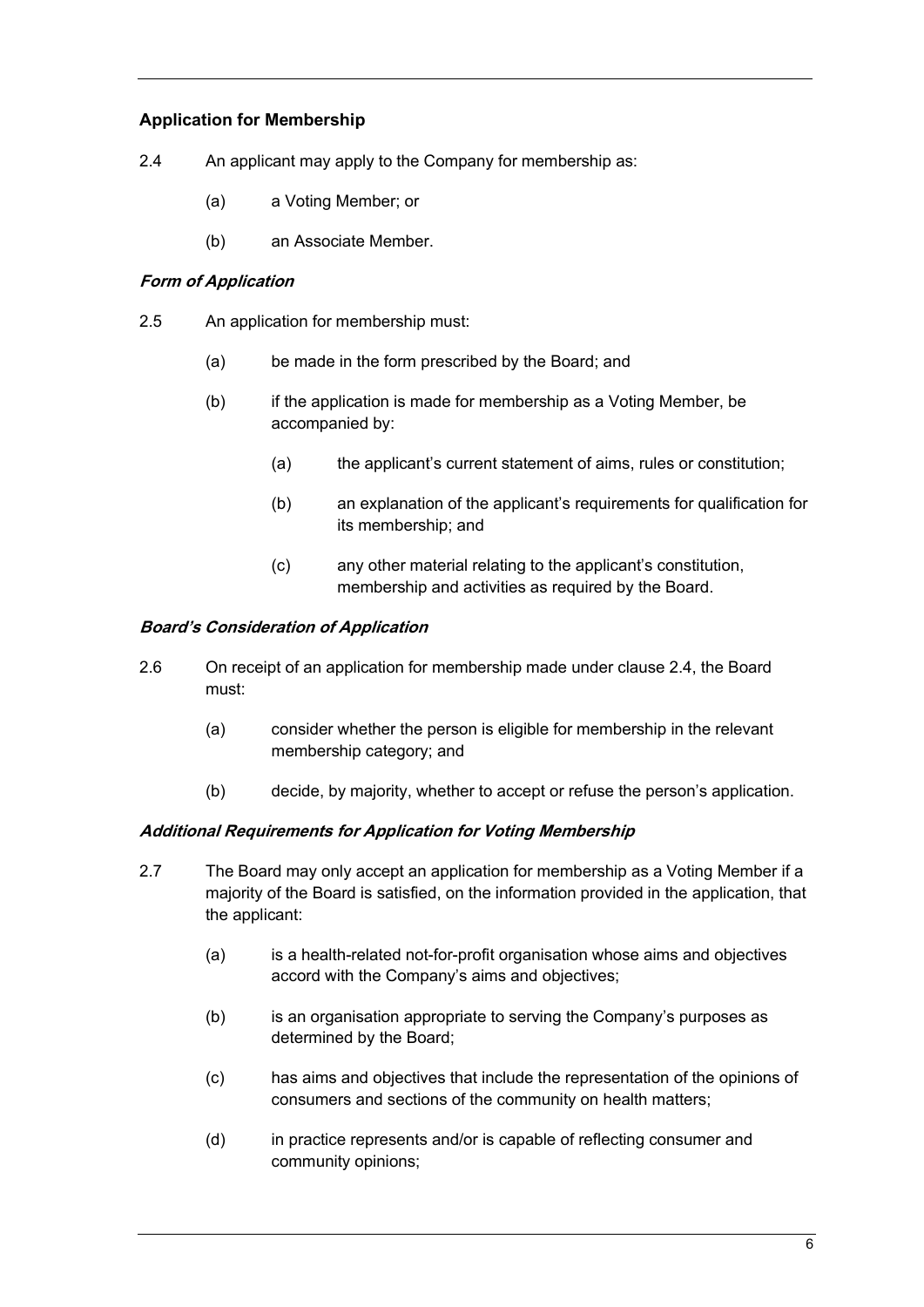### Application for Membership

2.4 An applicant may apply to the Company for membership as:

(a) a Voting Member; or

(b) an Associate Member.

#### *Form of Application*

2.5 An application for membership must:

(a) be made in the form prescribed by the Board; and

(b) if the application is made for membership as a Voting Member, be accompanied by:

(a) the applicant's current statement of aims, rules or constitution;

(b) an explanation of the applicant's requirements for qualification for its membership; and

(c) any other material relating to the applicant's constitution, membership and activities as required by the Board.

#### *Board's Consideration of Application*

2.6 On receipt of an application for membership made under clause 2.4, the Board must:

(a) consider whether the person is eligible for membership in the relevant membership category; and

(b) decide, by majority, whether to accept or refuse the person's application.

#### *Additional Requirements for Application for Voting Membership*

2.7 The Board may only accept an application for membership as a Voting Member if a majority of the Board is satisfied, on the information provided in the application, that the applicant:

(a) is a health-related not-for-profit organisation whose aims and objectives accord with the Company's aims and objectives;

(b) is an organisation appropriate to serving the Company's purposes as determined by the Board;

(c) has aims and objectives that include the representation of the opinions of consumers and sections of the community on health matters;

(d) in practice represents and/or is capable of reflecting consumer and community opinions;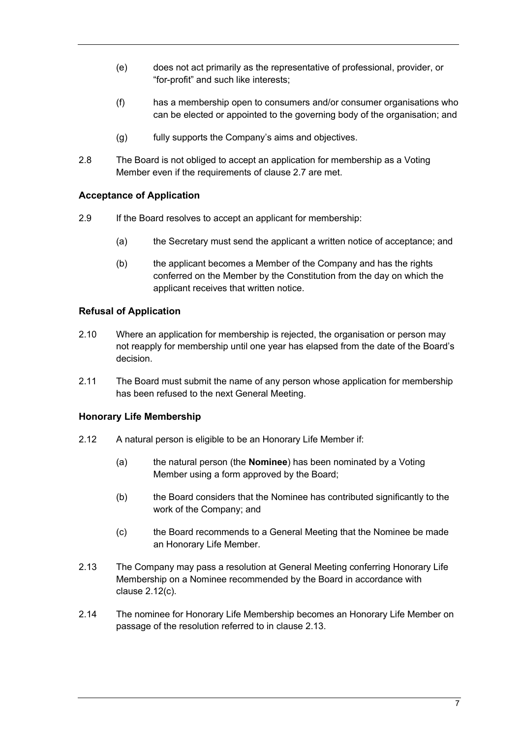(e) does not act primarily as the representative of professional, provider, or "for-profit" and such like interests;

(f) has a membership open to consumers and/or consumer organisations who can be elected or appointed to the governing body of the organisation; and

(g) fully supports the Company's aims and objectives.

2.8 The Board is not obliged to accept an application for membership as a Voting Member even if the requirements of clause 2.7 are met.

### Acceptance of Application

2.9 If the Board resolves to accept an applicant for membership:

(a) the Secretary must send the applicant a written notice of acceptance; and

(b) the applicant becomes a Member of the Company and has the rights conferred on the Member by the Constitution from the day on which the applicant receives that written notice.

### Refusal of Application

2.10 Where an application for membership is rejected, the organisation or person may not reapply for membership until one year has elapsed from the date of the Board's decision.

2.11 The Board must submit the name of any person whose application for membership has been refused to the next General Meeting.

### Honorary Life Membership

2.12 A natural person is eligible to be an Honorary Life Member if:

(a) the natural person (the **Nominee**) has been nominated by a Voting Member using a form approved by the Board;

(b) the Board considers that the Nominee has contributed significantly to the work of the Company; and

(c) the Board recommends to a General Meeting that the Nominee be made an Honorary Life Member.

2.13 The Company may pass a resolution at General Meeting conferring Honorary Life Membership on a Nominee recommended by the Board in accordance with clause 2.12(c).

2.14 The nominee for Honorary Life Membership becomes an Honorary Life Member on passage of the resolution referred to in clause 2.13.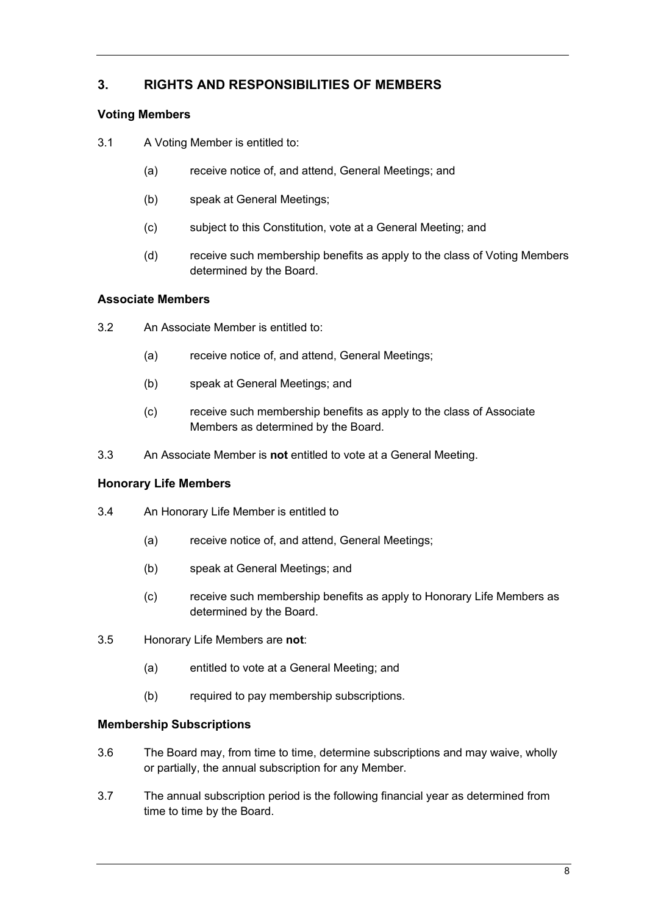## 3. RIGHTS AND RESPONSIBILITIES OF MEMBERS

### Voting Members

3.1 A Voting Member is entitled to:

(a) receive notice of, and attend, General Meetings; and

(b) speak at General Meetings;

(c) subject to this Constitution, vote at a General Meeting; and

(d) receive such membership benefits as apply to the class of Voting Members determined by the Board.

### Associate Members

3.2 An Associate Member is entitled to:

(a) receive notice of, and attend, General Meetings;

(b) speak at General Meetings; and

(c) receive such membership benefits as apply to the class of Associate Members as determined by the Board.

3.3 An Associate Member is **not** entitled to vote at a General Meeting.

### Honorary Life Members

3.4 An Honorary Life Member is entitled to

(a) receive notice of, and attend, General Meetings;

(b) speak at General Meetings; and

(c) receive such membership benefits as apply to Honorary Life Members as determined by the Board.

3.5 Honorary Life Members are **not**:

(a) entitled to vote at a General Meeting; and

(b) required to pay membership subscriptions.

### Membership Subscriptions

3.6 The Board may, from time to time, determine subscriptions and may waive, wholly or partially, the annual subscription for any Member.

3.7 The annual subscription period is the following financial year as determined from time to time by the Board.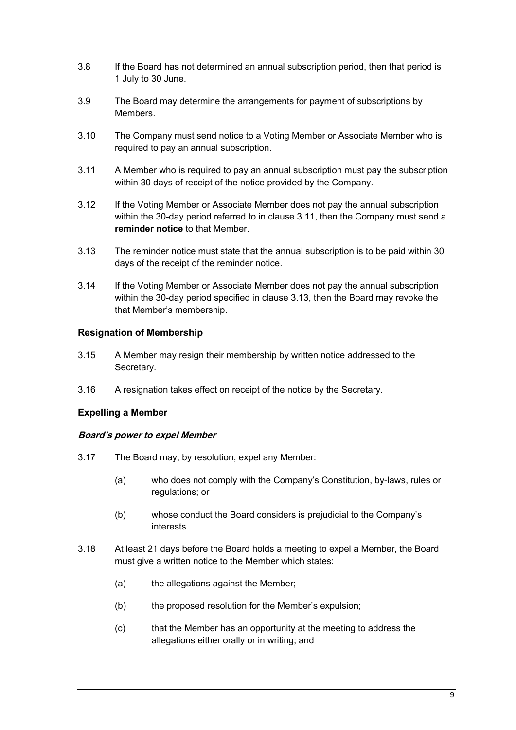3.8 If the Board has not determined an annual subscription period, then that period is 1 July to 30 June.

3.9 The Board may determine the arrangements for payment of subscriptions by Members.

3.10 The Company must send notice to a Voting Member or Associate Member who is required to pay an annual subscription.

3.11 A Member who is required to pay an annual subscription must pay the subscription within 30 days of receipt of the notice provided by the Company.

3.12 If the Voting Member or Associate Member does not pay the annual subscription within the 30-day period referred to in clause 3.11, then the Company must send a **reminder notice** to that Member.

3.13 The reminder notice must state that the annual subscription is to be paid within 30 days of the receipt of the reminder notice.

3.14 If the Voting Member or Associate Member does not pay the annual subscription within the 30-day period specified in clause 3.13, then the Board may revoke the that Member's membership.

### Resignation of Membership

3.15 A Member may resign their membership by written notice addressed to the Secretary.

3.16 A resignation takes effect on receipt of the notice by the Secretary.

### Expelling a Member

#### *Board's power to expel Member*

3.17 The Board may, by resolution, expel any Member:

(a) who does not comply with the Company's Constitution, by-laws, rules or regulations; or

(b) whose conduct the Board considers is prejudicial to the Company's interests.

3.18 At least 21 days before the Board holds a meeting to expel a Member, the Board must give a written notice to the Member which states:

(a) the allegations against the Member;

(b) the proposed resolution for the Member's expulsion;

(c) that the Member has an opportunity at the meeting to address the allegations either orally or in writing; and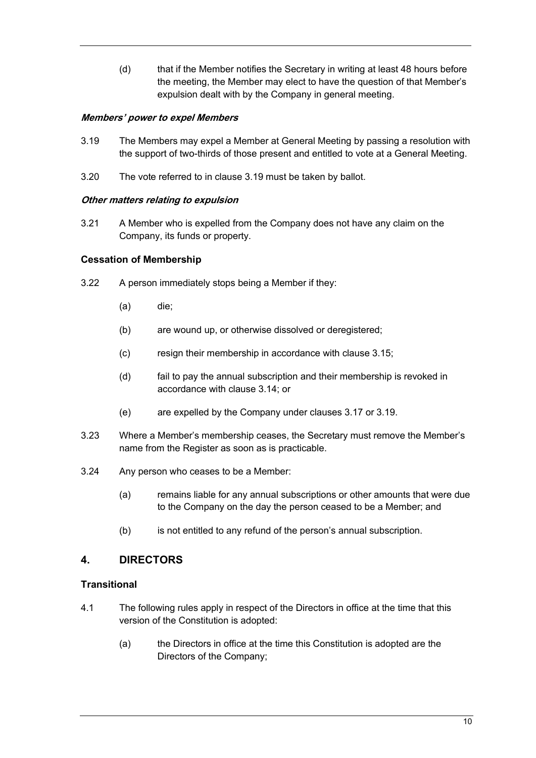(d) that if the Member notifies the Secretary in writing at least 48 hours before the meeting, the Member may elect to have the question of that Member's expulsion dealt with by the Company in general meeting.

***Members' power to expel Members***

3.19 The Members may expel a Member at General Meeting by passing a resolution with the support of two-thirds of those present and entitled to vote at a General Meeting.

3.20 The vote referred to in clause 3.19 must be taken by ballot.

***Other matters relating to expulsion***

3.21 A Member who is expelled from the Company does not have any claim on the Company, its funds or property.

### Cessation of Membership

3.22 A person immediately stops being a Member if they:

(a) die;

(b) are wound up, or otherwise dissolved or deregistered;

(c) resign their membership in accordance with clause 3.15;

(d) fail to pay the annual subscription and their membership is revoked in accordance with clause 3.14; or

(e) are expelled by the Company under clauses 3.17 or 3.19.

3.23 Where a Member's membership ceases, the Secretary must remove the Member's name from the Register as soon as is practicable.

3.24 Any person who ceases to be a Member:

(a) remains liable for any annual subscriptions or other amounts that were due to the Company on the day the person ceased to be a Member; and

(b) is not entitled to any refund of the person's annual subscription.

## 4. DIRECTORS

### Transitional

4.1 The following rules apply in respect of the Directors in office at the time that this version of the Constitution is adopted:

(a) the Directors in office at the time this Constitution is adopted are the Directors of the Company;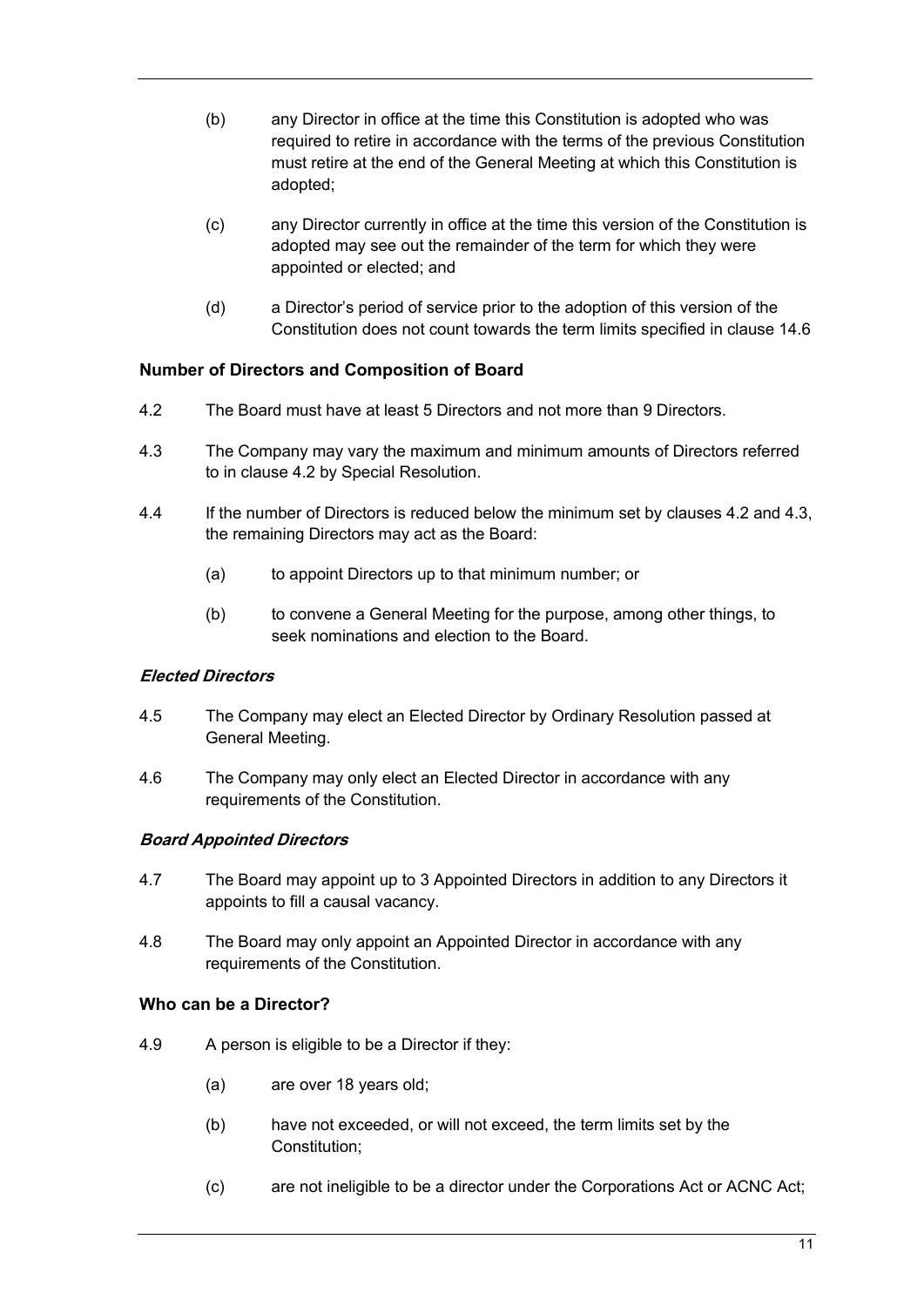(b) any Director in office at the time this Constitution is adopted who was required to retire in accordance with the terms of the previous Constitution must retire at the end of the General Meeting at which this Constitution is adopted;

(c) any Director currently in office at the time this version of the Constitution is adopted may see out the remainder of the term for which they were appointed or elected; and

(d) a Director's period of service prior to the adoption of this version of the Constitution does not count towards the term limits specified in clause 14.6

### Number of Directors and Composition of Board

4.2 The Board must have at least 5 Directors and not more than 9 Directors.

4.3 The Company may vary the maximum and minimum amounts of Directors referred to in clause 4.2 by Special Resolution.

4.4 If the number of Directors is reduced below the minimum set by clauses 4.2 and 4.3, the remaining Directors may act as the Board:

(a) to appoint Directors up to that minimum number; or

(b) to convene a General Meeting for the purpose, among other things, to seek nominations and election to the Board.

#### *Elected Directors*

4.5 The Company may elect an Elected Director by Ordinary Resolution passed at General Meeting.

4.6 The Company may only elect an Elected Director in accordance with any requirements of the Constitution.

#### *Board Appointed Directors*

4.7 The Board may appoint up to 3 Appointed Directors in addition to any Directors it appoints to fill a causal vacancy.

4.8 The Board may only appoint an Appointed Director in accordance with any requirements of the Constitution.

### Who can be a Director?

4.9 A person is eligible to be a Director if they:

(a) are over 18 years old;

(b) have not exceeded, or will not exceed, the term limits set by the Constitution;

(c) are not ineligible to be a director under the Corporations Act or ACNC Act;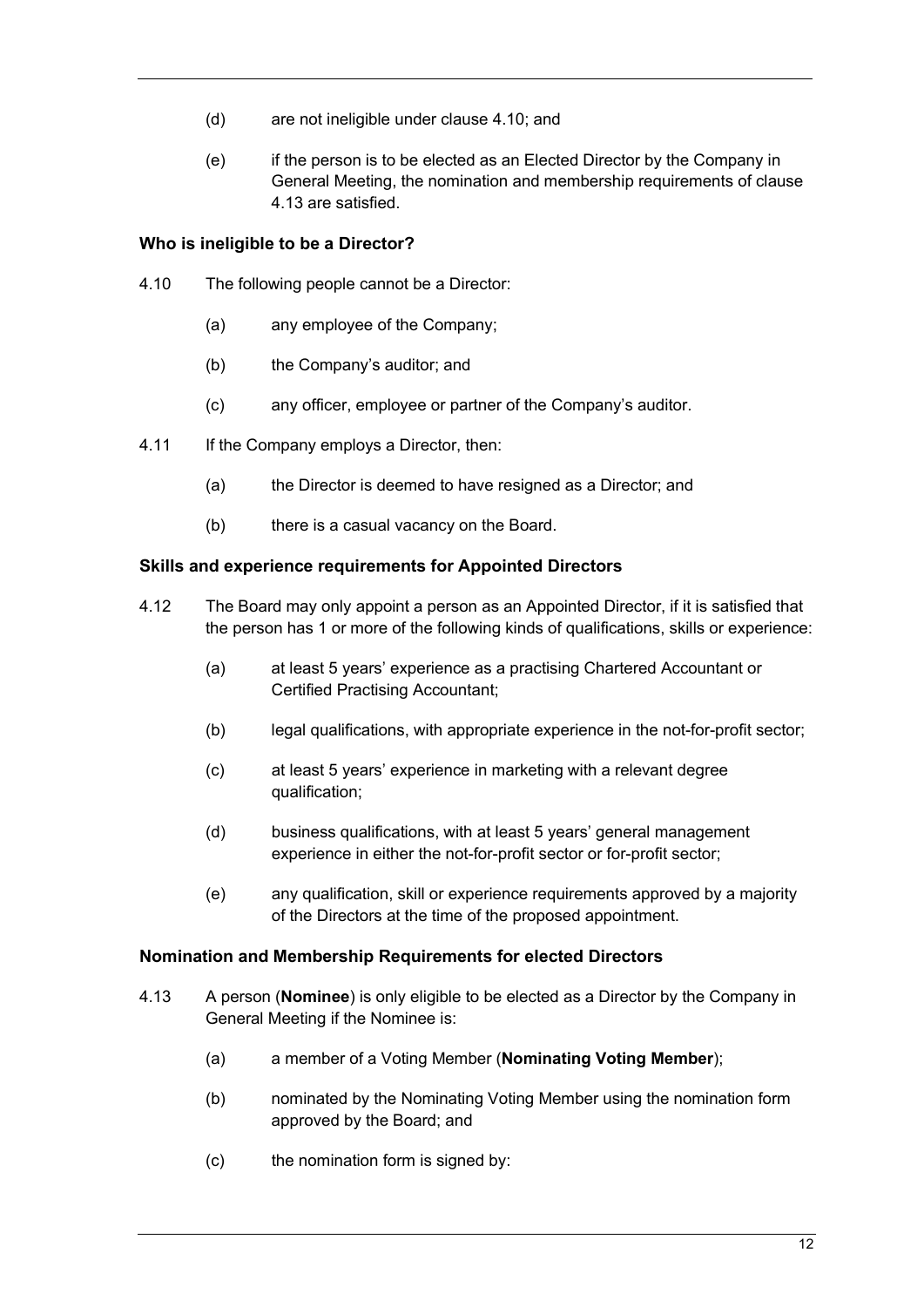(d) are not ineligible under clause 4.10; and

(e) if the person is to be elected as an Elected Director by the Company in General Meeting, the nomination and membership requirements of clause 4.13 are satisfied.

### Who is ineligible to be a Director?

4.10 The following people cannot be a Director:

(a) any employee of the Company;

(b) the Company's auditor; and

(c) any officer, employee or partner of the Company's auditor.

4.11 If the Company employs a Director, then:

(a) the Director is deemed to have resigned as a Director; and

(b) there is a casual vacancy on the Board.

### Skills and experience requirements for Appointed Directors

4.12 The Board may only appoint a person as an Appointed Director, if it is satisfied that the person has 1 or more of the following kinds of qualifications, skills or experience:

(a) at least 5 years' experience as a practising Chartered Accountant or Certified Practising Accountant;

(b) legal qualifications, with appropriate experience in the not-for-profit sector;

(c) at least 5 years' experience in marketing with a relevant degree qualification;

(d) business qualifications, with at least 5 years' general management experience in either the not-for-profit sector or for-profit sector;

(e) any qualification, skill or experience requirements approved by a majority of the Directors at the time of the proposed appointment.

### Nomination and Membership Requirements for elected Directors

4.13 A person (**Nominee**) is only eligible to be elected as a Director by the Company in General Meeting if the Nominee is:

(a) a member of a Voting Member (**Nominating Voting Member**);

(b) nominated by the Nominating Voting Member using the nomination form approved by the Board; and

(c) the nomination form is signed by: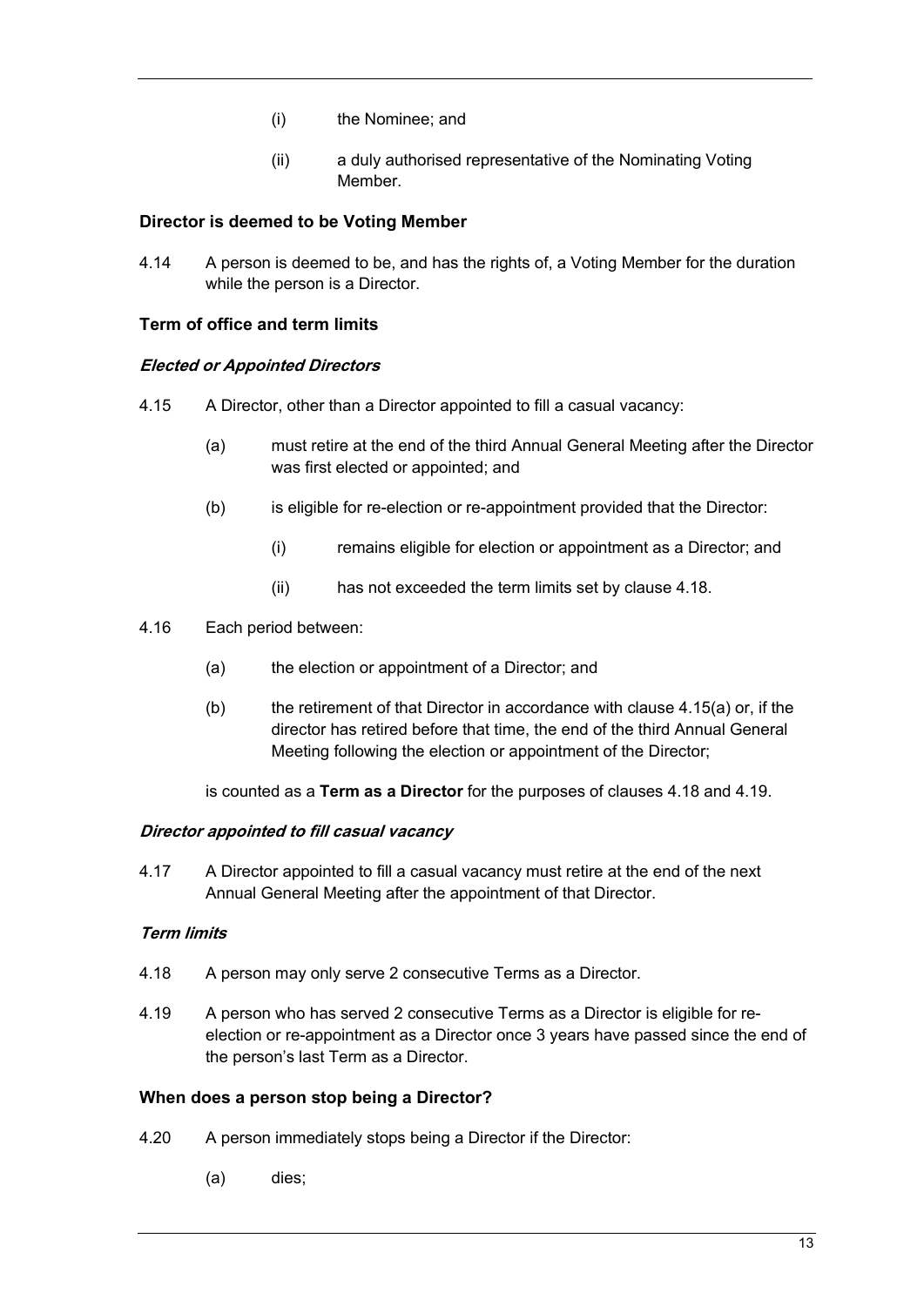(i) the Nominee; and

(ii) a duly authorised representative of the Nominating Voting Member.

**Director is deemed to be Voting Member**

4.14 A person is deemed to be, and has the rights of, a Voting Member for the duration while the person is a Director.

**Term of office and term limits**

***Elected or Appointed Directors***

4.15 A Director, other than a Director appointed to fill a casual vacancy:

(a) must retire at the end of the third Annual General Meeting after the Director was first elected or appointed; and

(b) is eligible for re-election or re-appointment provided that the Director:

(i) remains eligible for election or appointment as a Director; and

(ii) has not exceeded the term limits set by clause 4.18.

4.16 Each period between:

(a) the election or appointment of a Director; and

(b) the retirement of that Director in accordance with clause 4.15(a) or, if the director has retired before that time, the end of the third Annual General Meeting following the election or appointment of the Director;

is counted as a **Term as a Director** for the purposes of clauses 4.18 and 4.19.

***Director appointed to fill casual vacancy***

4.17 A Director appointed to fill a casual vacancy must retire at the end of the next Annual General Meeting after the appointment of that Director.

***Term limits***

4.18 A person may only serve 2 consecutive Terms as a Director.

4.19 A person who has served 2 consecutive Terms as a Director is eligible for re-election or re-appointment as a Director once 3 years have passed since the end of the person's last Term as a Director.

**When does a person stop being a Director?**

4.20 A person immediately stops being a Director if the Director:

(a) dies;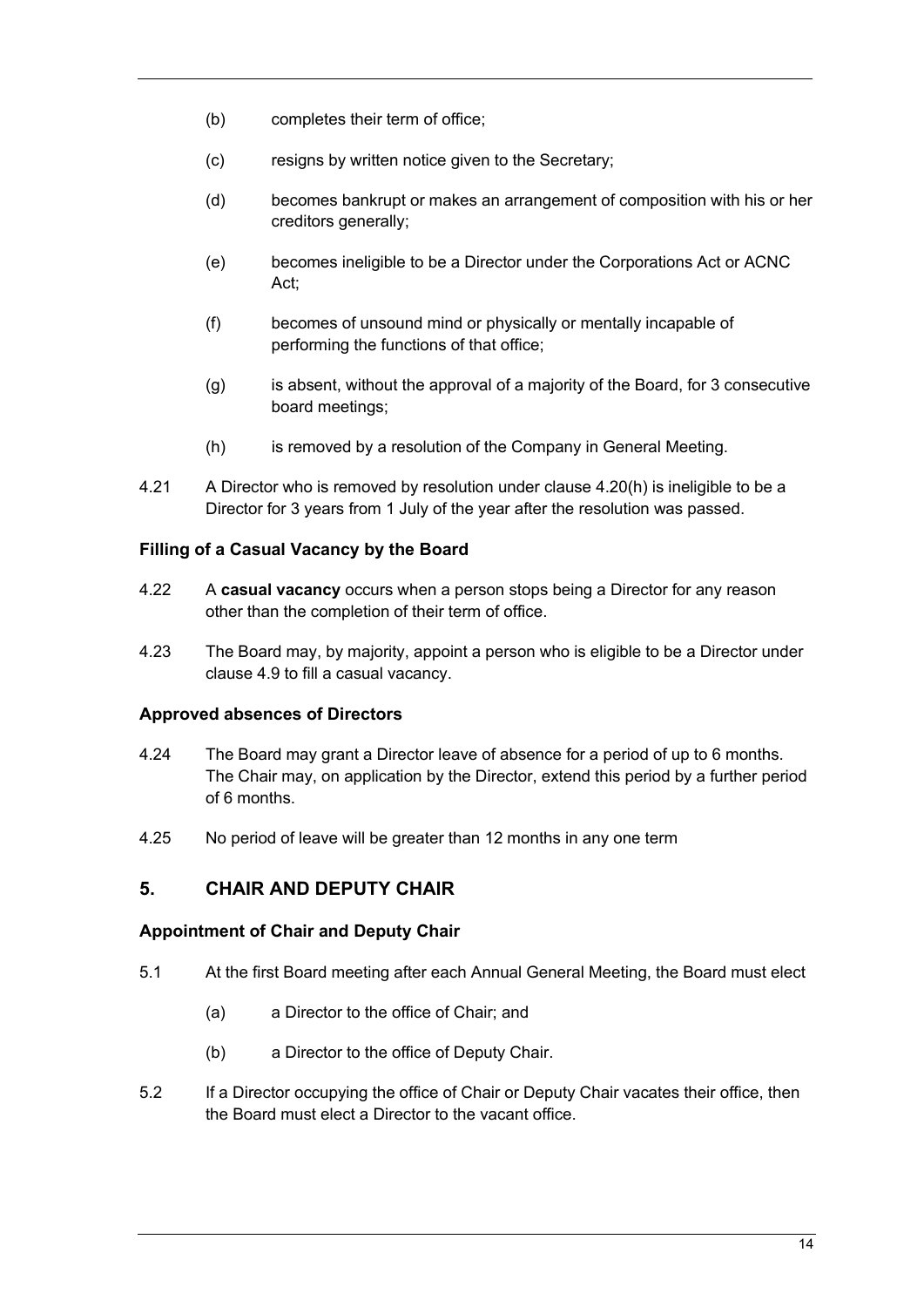(b) completes their term of office;

(c) resigns by written notice given to the Secretary;

(d) becomes bankrupt or makes an arrangement of composition with his or her creditors generally;

(e) becomes ineligible to be a Director under the Corporations Act or ACNC Act;

(f) becomes of unsound mind or physically or mentally incapable of performing the functions of that office;

(g) is absent, without the approval of a majority of the Board, for 3 consecutive board meetings;

(h) is removed by a resolution of the Company in General Meeting.

4.21 A Director who is removed by resolution under clause 4.20(h) is ineligible to be a Director for 3 years from 1 July of the year after the resolution was passed.

### Filling of a Casual Vacancy by the Board

4.22 A **casual vacancy** occurs when a person stops being a Director for any reason other than the completion of their term of office.

4.23 The Board may, by majority, appoint a person who is eligible to be a Director under clause 4.9 to fill a casual vacancy.

### Approved absences of Directors

4.24 The Board may grant a Director leave of absence for a period of up to 6 months. The Chair may, on application by the Director, extend this period by a further period of 6 months.

4.25 No period of leave will be greater than 12 months in any one term

## 5. CHAIR AND DEPUTY CHAIR

### Appointment of Chair and Deputy Chair

5.1 At the first Board meeting after each Annual General Meeting, the Board must elect

(a) a Director to the office of Chair; and

(b) a Director to the office of Deputy Chair.

5.2 If a Director occupying the office of Chair or Deputy Chair vacates their office, then the Board must elect a Director to the vacant office.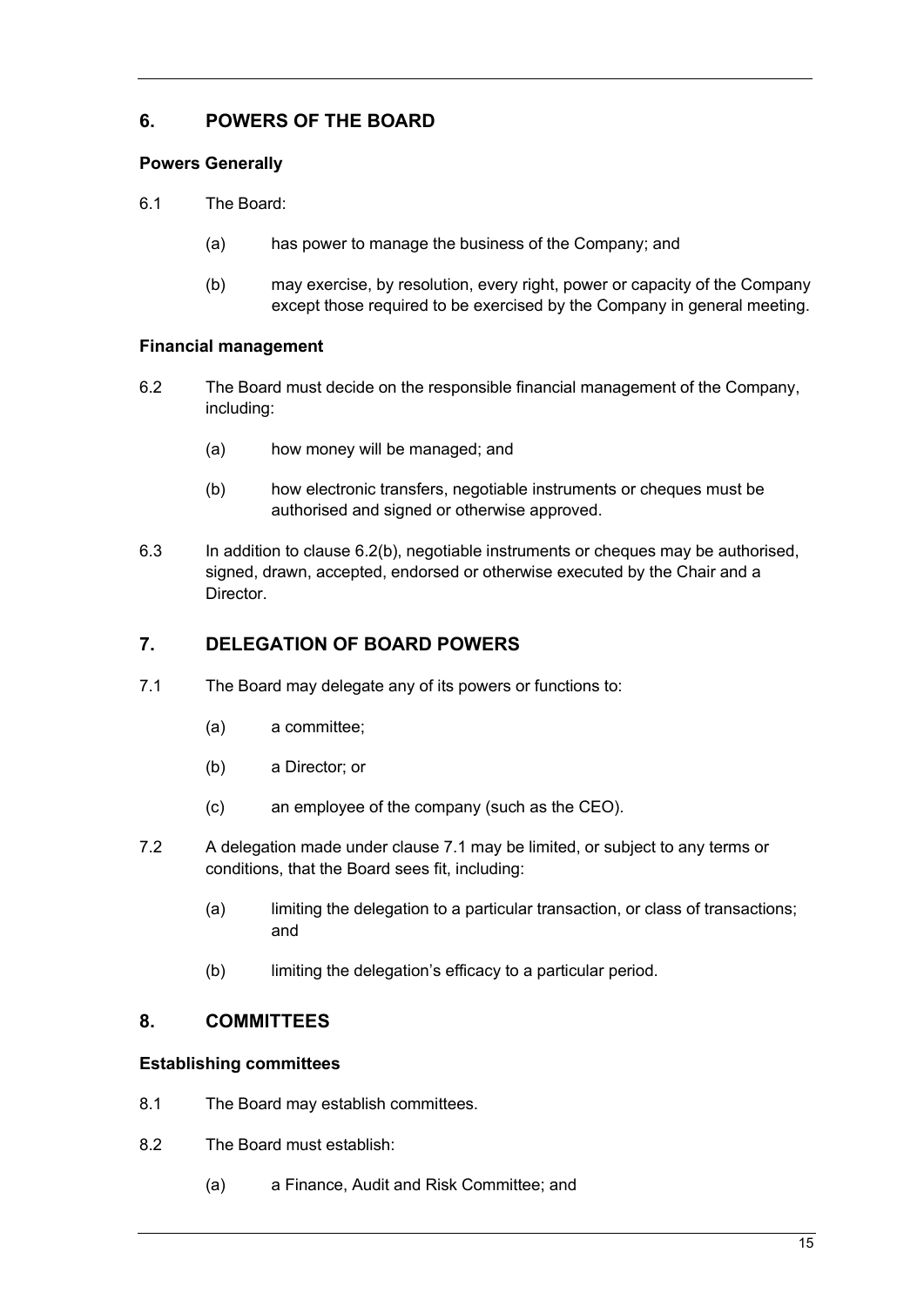## 6. POWERS OF THE BOARD

### Powers Generally

6.1 The Board:

(a) has power to manage the business of the Company; and

(b) may exercise, by resolution, every right, power or capacity of the Company except those required to be exercised by the Company in general meeting.

### Financial management

6.2 The Board must decide on the responsible financial management of the Company, including:

(a) how money will be managed; and

(b) how electronic transfers, negotiable instruments or cheques must be authorised and signed or otherwise approved.

6.3 In addition to clause 6.2(b), negotiable instruments or cheques may be authorised, signed, drawn, accepted, endorsed or otherwise executed by the Chair and a Director.

## 7. DELEGATION OF BOARD POWERS

7.1 The Board may delegate any of its powers or functions to:

(a) a committee;

(b) a Director; or

(c) an employee of the company (such as the CEO).

7.2 A delegation made under clause 7.1 may be limited, or subject to any terms or conditions, that the Board sees fit, including:

(a) limiting the delegation to a particular transaction, or class of transactions; and

(b) limiting the delegation's efficacy to a particular period.

## 8. COMMITTEES

### Establishing committees

8.1 The Board may establish committees.

8.2 The Board must establish:

(a) a Finance, Audit and Risk Committee; and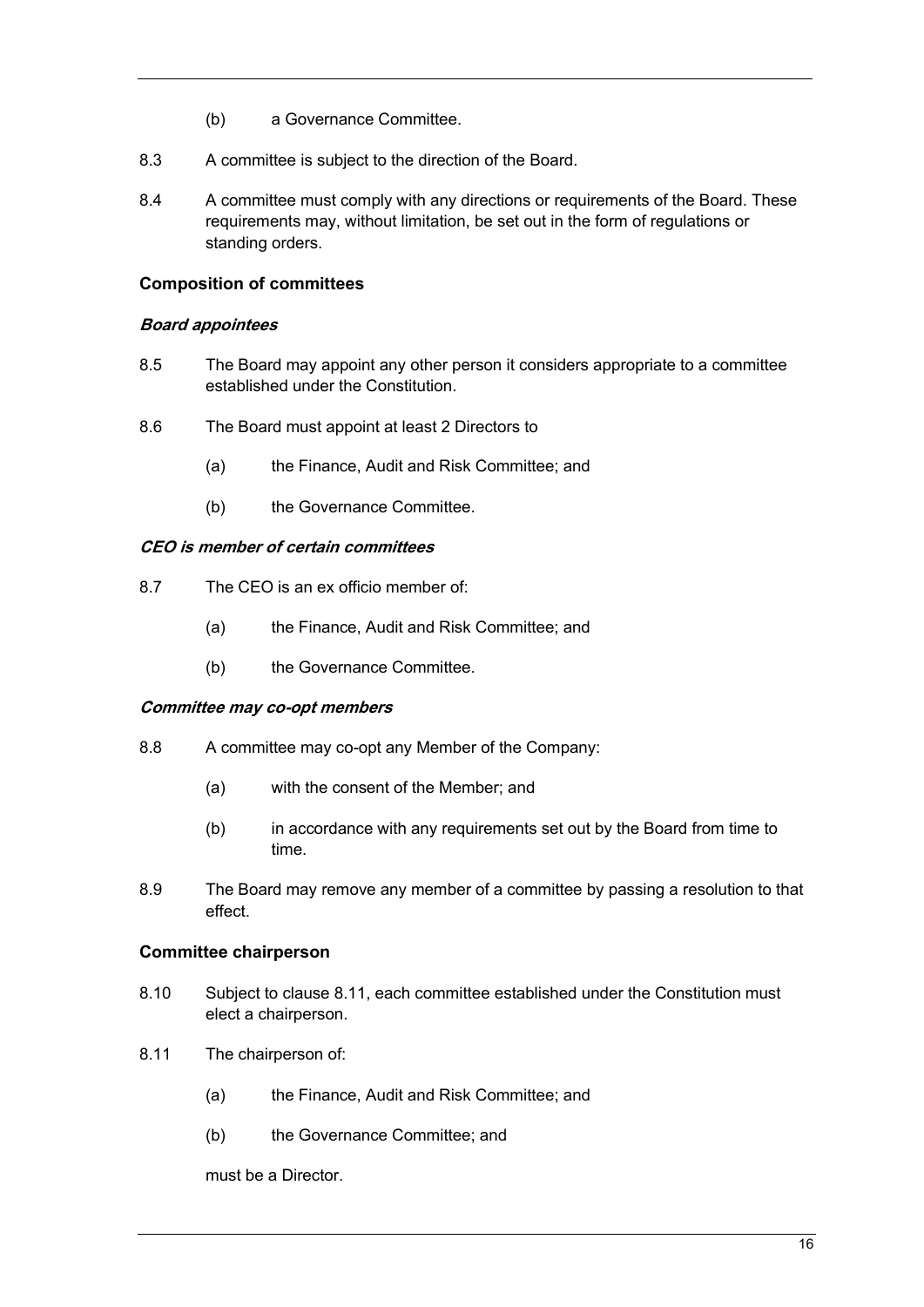(b) a Governance Committee.

8.3 A committee is subject to the direction of the Board.

8.4 A committee must comply with any directions or requirements of the Board. These requirements may, without limitation, be set out in the form of regulations or standing orders.

**Composition of committees**

***Board appointees***

8.5 The Board may appoint any other person it considers appropriate to a committee established under the Constitution.

8.6 The Board must appoint at least 2 Directors to

(a) the Finance, Audit and Risk Committee; and

(b) the Governance Committee.

***CEO is member of certain committees***

8.7 The CEO is an ex officio member of:

(a) the Finance, Audit and Risk Committee; and

(b) the Governance Committee.

***Committee may co-opt members***

8.8 A committee may co-opt any Member of the Company:

(a) with the consent of the Member; and

(b) in accordance with any requirements set out by the Board from time to time.

8.9 The Board may remove any member of a committee by passing a resolution to that effect.

**Committee chairperson**

8.10 Subject to clause 8.11, each committee established under the Constitution must elect a chairperson.

8.11 The chairperson of:

(a) the Finance, Audit and Risk Committee; and

(b) the Governance Committee; and

must be a Director.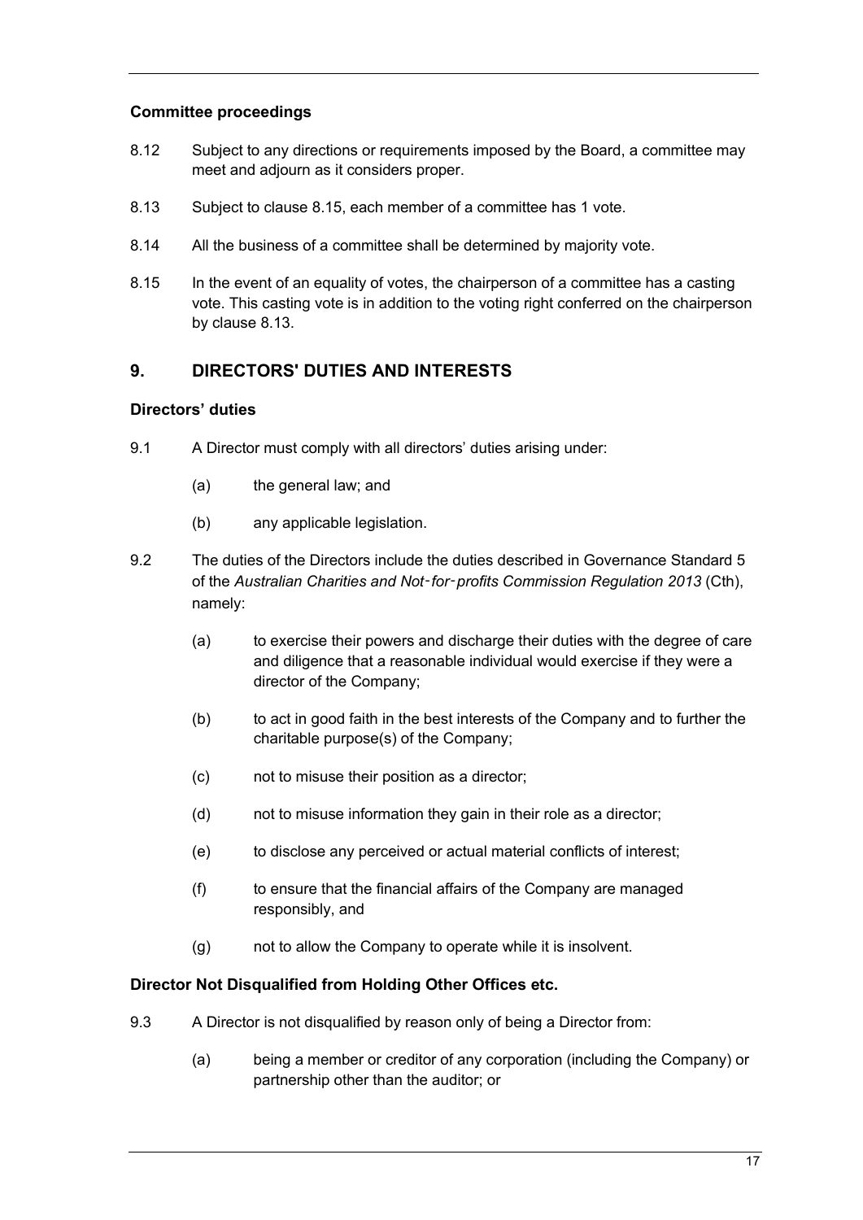### Committee proceedings

8.12 Subject to any directions or requirements imposed by the Board, a committee may meet and adjourn as it considers proper.

8.13 Subject to clause 8.15, each member of a committee has 1 vote.

8.14 All the business of a committee shall be determined by majority vote.

8.15 In the event of an equality of votes, the chairperson of a committee has a casting vote. This casting vote is in addition to the voting right conferred on the chairperson by clause 8.13.

## 9. DIRECTORS' DUTIES AND INTERESTS

### Directors' duties

9.1 A Director must comply with all directors' duties arising under:

(a) the general law; and

(b) any applicable legislation.

9.2 The duties of the Directors include the duties described in Governance Standard 5 of the *Australian Charities and Not‑for‑profits Commission Regulation 2013* (Cth), namely:

(a) to exercise their powers and discharge their duties with the degree of care and diligence that a reasonable individual would exercise if they were a director of the Company;

(b) to act in good faith in the best interests of the Company and to further the charitable purpose(s) of the Company;

(c) not to misuse their position as a director;

(d) not to misuse information they gain in their role as a director;

(e) to disclose any perceived or actual material conflicts of interest;

(f) to ensure that the financial affairs of the Company are managed responsibly, and

(g) not to allow the Company to operate while it is insolvent.

### Director Not Disqualified from Holding Other Offices etc.

9.3 A Director is not disqualified by reason only of being a Director from:

(a) being a member or creditor of any corporation (including the Company) or partnership other than the auditor; or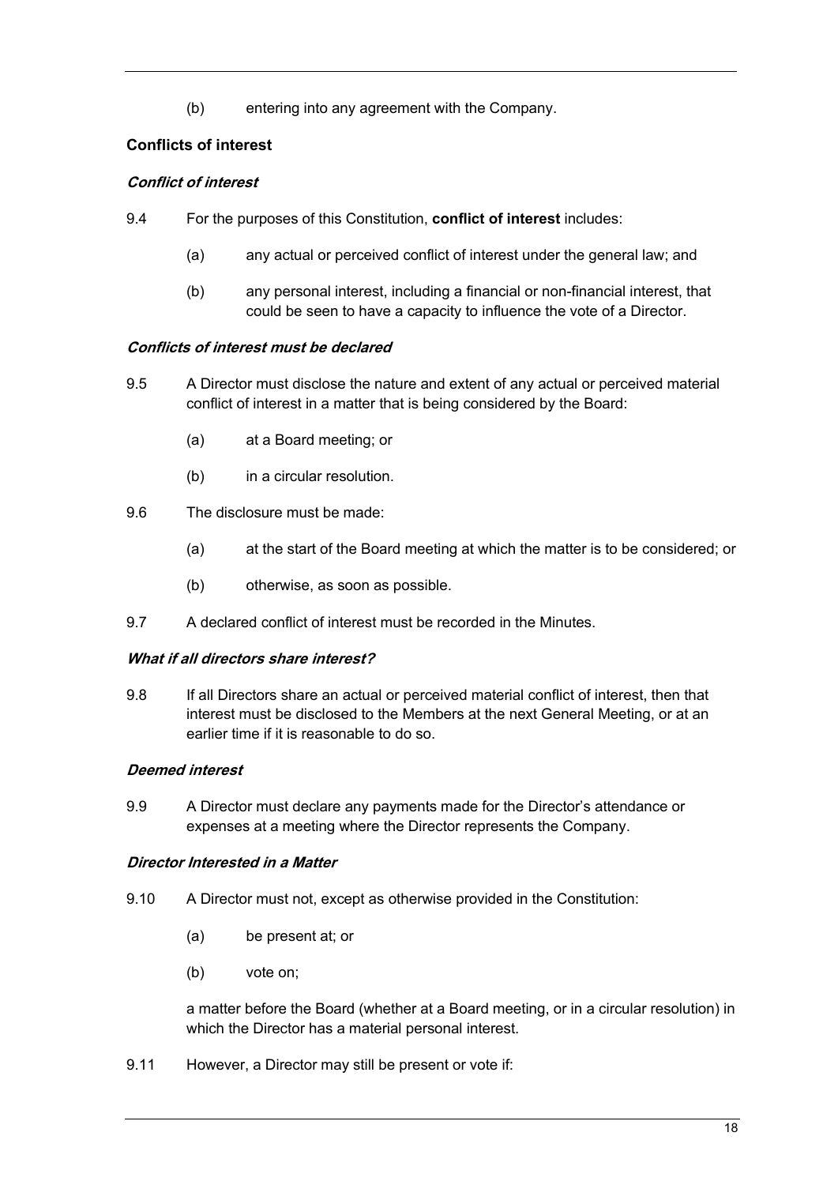(b) entering into any agreement with the Company.

## Conflicts of interest

### *Conflict of interest*

9.4 For the purposes of this Constitution, **conflict of interest** includes:

(a) any actual or perceived conflict of interest under the general law; and

(b) any personal interest, including a financial or non-financial interest, that could be seen to have a capacity to influence the vote of a Director.

### *Conflicts of interest must be declared*

9.5 A Director must disclose the nature and extent of any actual or perceived material conflict of interest in a matter that is being considered by the Board:

(a) at a Board meeting; or

(b) in a circular resolution.

9.6 The disclosure must be made:

(a) at the start of the Board meeting at which the matter is to be considered; or

(b) otherwise, as soon as possible.

9.7 A declared conflict of interest must be recorded in the Minutes.

### *What if all directors share interest?*

9.8 If all Directors share an actual or perceived material conflict of interest, then that interest must be disclosed to the Members at the next General Meeting, or at an earlier time if it is reasonable to do so.

### *Deemed interest*

9.9 A Director must declare any payments made for the Director's attendance or expenses at a meeting where the Director represents the Company.

### *Director Interested in a Matter*

9.10 A Director must not, except as otherwise provided in the Constitution:

(a) be present at; or

(b) vote on;

a matter before the Board (whether at a Board meeting, or in a circular resolution) in which the Director has a material personal interest.

9.11 However, a Director may still be present or vote if: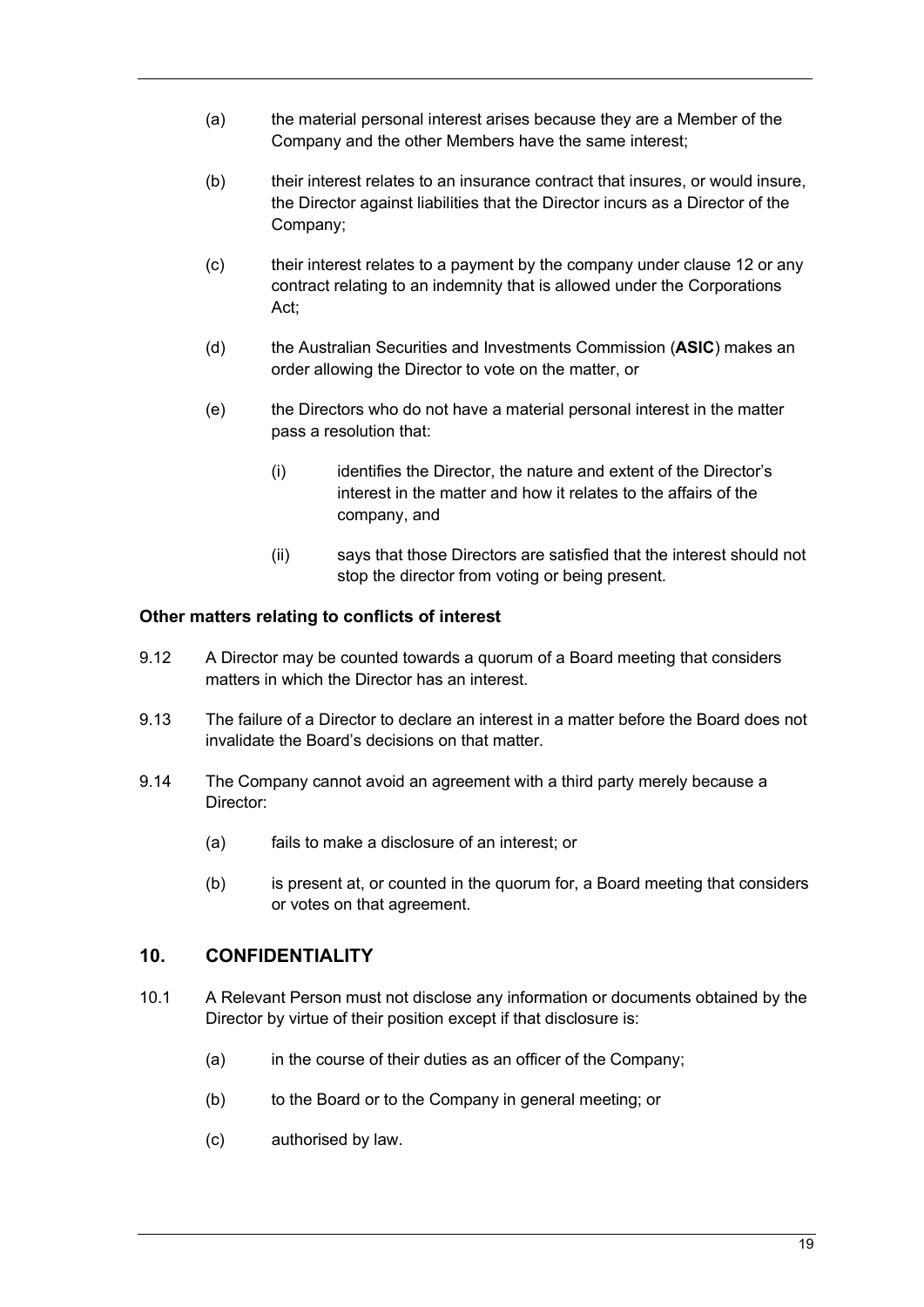(a) the material personal interest arises because they are a Member of the Company and the other Members have the same interest;

(b) their interest relates to an insurance contract that insures, or would insure, the Director against liabilities that the Director incurs as a Director of the Company;

(c) their interest relates to a payment by the company under clause 12 or any contract relating to an indemnity that is allowed under the Corporations Act;

(d) the Australian Securities and Investments Commission (**ASIC**) makes an order allowing the Director to vote on the matter, or

(e) the Directors who do not have a material personal interest in the matter pass a resolution that:

  (i) identifies the Director, the nature and extent of the Director's interest in the matter and how it relates to the affairs of the company, and

  (ii) says that those Directors are satisfied that the interest should not stop the director from voting or being present.

**Other matters relating to conflicts of interest**

9.12 A Director may be counted towards a quorum of a Board meeting that considers matters in which the Director has an interest.

9.13 The failure of a Director to declare an interest in a matter before the Board does not invalidate the Board's decisions on that matter.

9.14 The Company cannot avoid an agreement with a third party merely because a Director:

(a) fails to make a disclosure of an interest; or

(b) is present at, or counted in the quorum for, a Board meeting that considers or votes on that agreement.

## 10. CONFIDENTIALITY

10.1 A Relevant Person must not disclose any information or documents obtained by the Director by virtue of their position except if that disclosure is:

(a) in the course of their duties as an officer of the Company;

(b) to the Board or to the Company in general meeting; or

(c) authorised by law.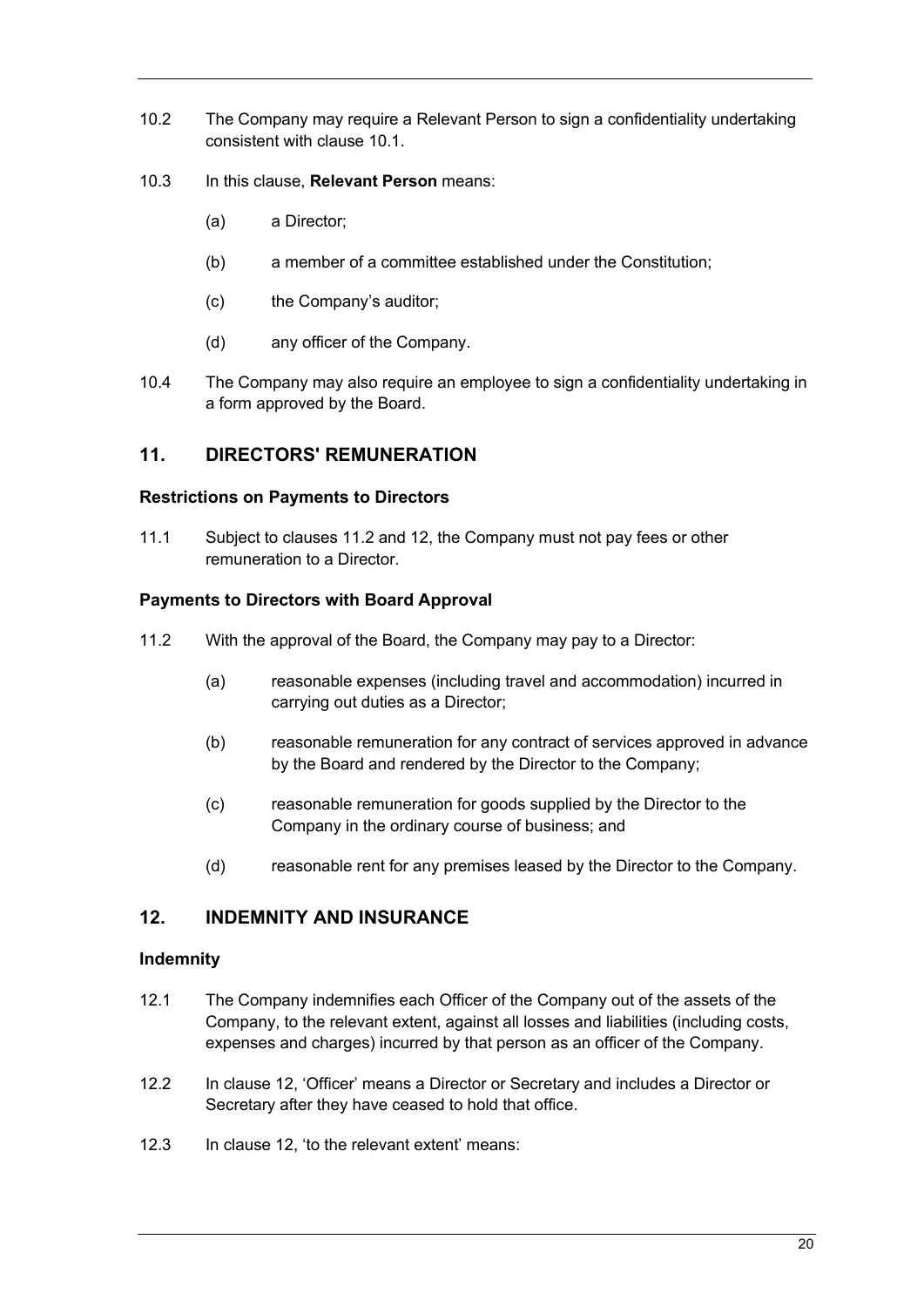10.2 The Company may require a Relevant Person to sign a confidentiality undertaking consistent with clause 10.1.

10.3 In this clause, **Relevant Person** means:

(a) a Director;

(b) a member of a committee established under the Constitution;

(c) the Company's auditor;

(d) any officer of the Company.

10.4 The Company may also require an employee to sign a confidentiality undertaking in a form approved by the Board.

## 11. DIRECTORS' REMUNERATION

### Restrictions on Payments to Directors

11.1 Subject to clauses 11.2 and 12, the Company must not pay fees or other remuneration to a Director.

### Payments to Directors with Board Approval

11.2 With the approval of the Board, the Company may pay to a Director:

(a) reasonable expenses (including travel and accommodation) incurred in carrying out duties as a Director;

(b) reasonable remuneration for any contract of services approved in advance by the Board and rendered by the Director to the Company;

(c) reasonable remuneration for goods supplied by the Director to the Company in the ordinary course of business; and

(d) reasonable rent for any premises leased by the Director to the Company.

## 12. INDEMNITY AND INSURANCE

### Indemnity

12.1 The Company indemnifies each Officer of the Company out of the assets of the Company, to the relevant extent, against all losses and liabilities (including costs, expenses and charges) incurred by that person as an officer of the Company.

12.2 In clause 12, 'Officer' means a Director or Secretary and includes a Director or Secretary after they have ceased to hold that office.

12.3 In clause 12, 'to the relevant extent' means: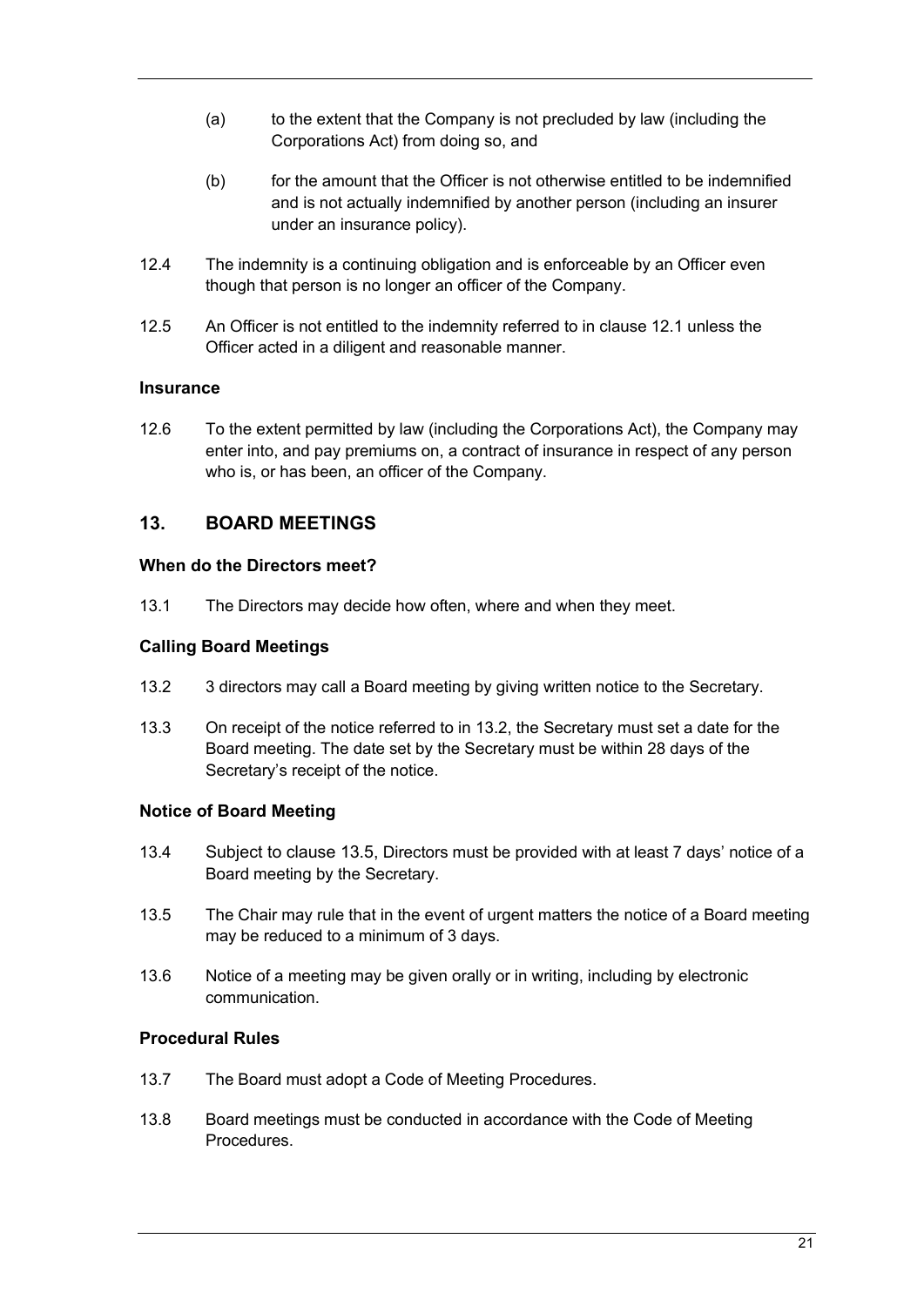(a) to the extent that the Company is not precluded by law (including the Corporations Act) from doing so, and

(b) for the amount that the Officer is not otherwise entitled to be indemnified and is not actually indemnified by another person (including an insurer under an insurance policy).

12.4 The indemnity is a continuing obligation and is enforceable by an Officer even though that person is no longer an officer of the Company.

12.5 An Officer is not entitled to the indemnity referred to in clause 12.1 unless the Officer acted in a diligent and reasonable manner.

**Insurance**

12.6 To the extent permitted by law (including the Corporations Act), the Company may enter into, and pay premiums on, a contract of insurance in respect of any person who is, or has been, an officer of the Company.

## 13. BOARD MEETINGS

**When do the Directors meet?**

13.1 The Directors may decide how often, where and when they meet.

**Calling Board Meetings**

13.2 3 directors may call a Board meeting by giving written notice to the Secretary.

13.3 On receipt of the notice referred to in 13.2, the Secretary must set a date for the Board meeting. The date set by the Secretary must be within 28 days of the Secretary's receipt of the notice.

**Notice of Board Meeting**

13.4 Subject to clause 13.5, Directors must be provided with at least 7 days' notice of a Board meeting by the Secretary.

13.5 The Chair may rule that in the event of urgent matters the notice of a Board meeting may be reduced to a minimum of 3 days.

13.6 Notice of a meeting may be given orally or in writing, including by electronic communication.

**Procedural Rules**

13.7 The Board must adopt a Code of Meeting Procedures.

13.8 Board meetings must be conducted in accordance with the Code of Meeting Procedures.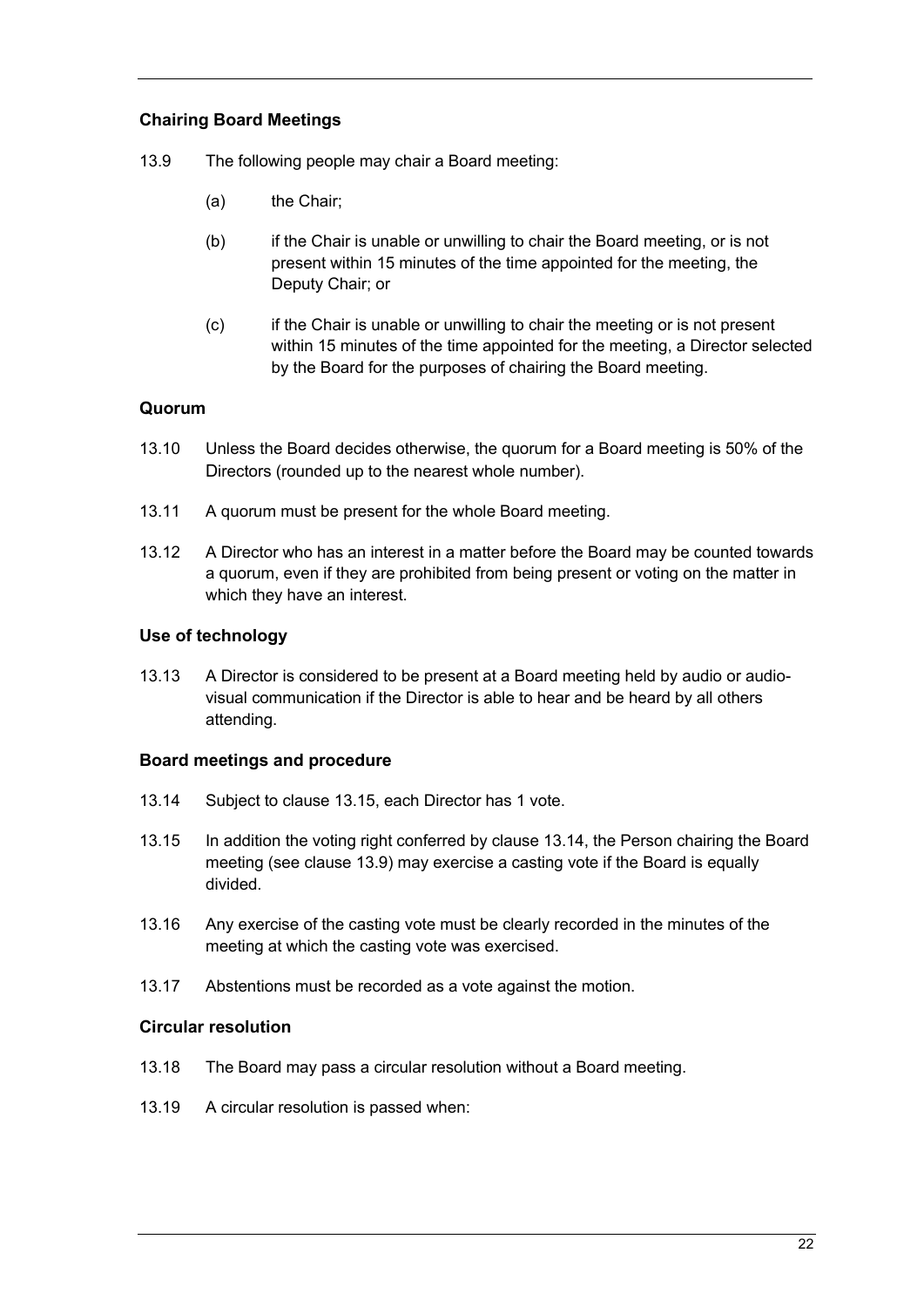### Chairing Board Meetings

13.9 The following people may chair a Board meeting:

(a) the Chair;

(b) if the Chair is unable or unwilling to chair the Board meeting, or is not present within 15 minutes of the time appointed for the meeting, the Deputy Chair; or

(c) if the Chair is unable or unwilling to chair the meeting or is not present within 15 minutes of the time appointed for the meeting, a Director selected by the Board for the purposes of chairing the Board meeting.

### Quorum

13.10 Unless the Board decides otherwise, the quorum for a Board meeting is 50% of the Directors (rounded up to the nearest whole number).

13.11 A quorum must be present for the whole Board meeting.

13.12 A Director who has an interest in a matter before the Board may be counted towards a quorum, even if they are prohibited from being present or voting on the matter in which they have an interest.

### Use of technology

13.13 A Director is considered to be present at a Board meeting held by audio or audio-visual communication if the Director is able to hear and be heard by all others attending.

### Board meetings and procedure

13.14 Subject to clause 13.15, each Director has 1 vote.

13.15 In addition the voting right conferred by clause 13.14, the Person chairing the Board meeting (see clause 13.9) may exercise a casting vote if the Board is equally divided.

13.16 Any exercise of the casting vote must be clearly recorded in the minutes of the meeting at which the casting vote was exercised.

13.17 Abstentions must be recorded as a vote against the motion.

### Circular resolution

13.18 The Board may pass a circular resolution without a Board meeting.

13.19 A circular resolution is passed when: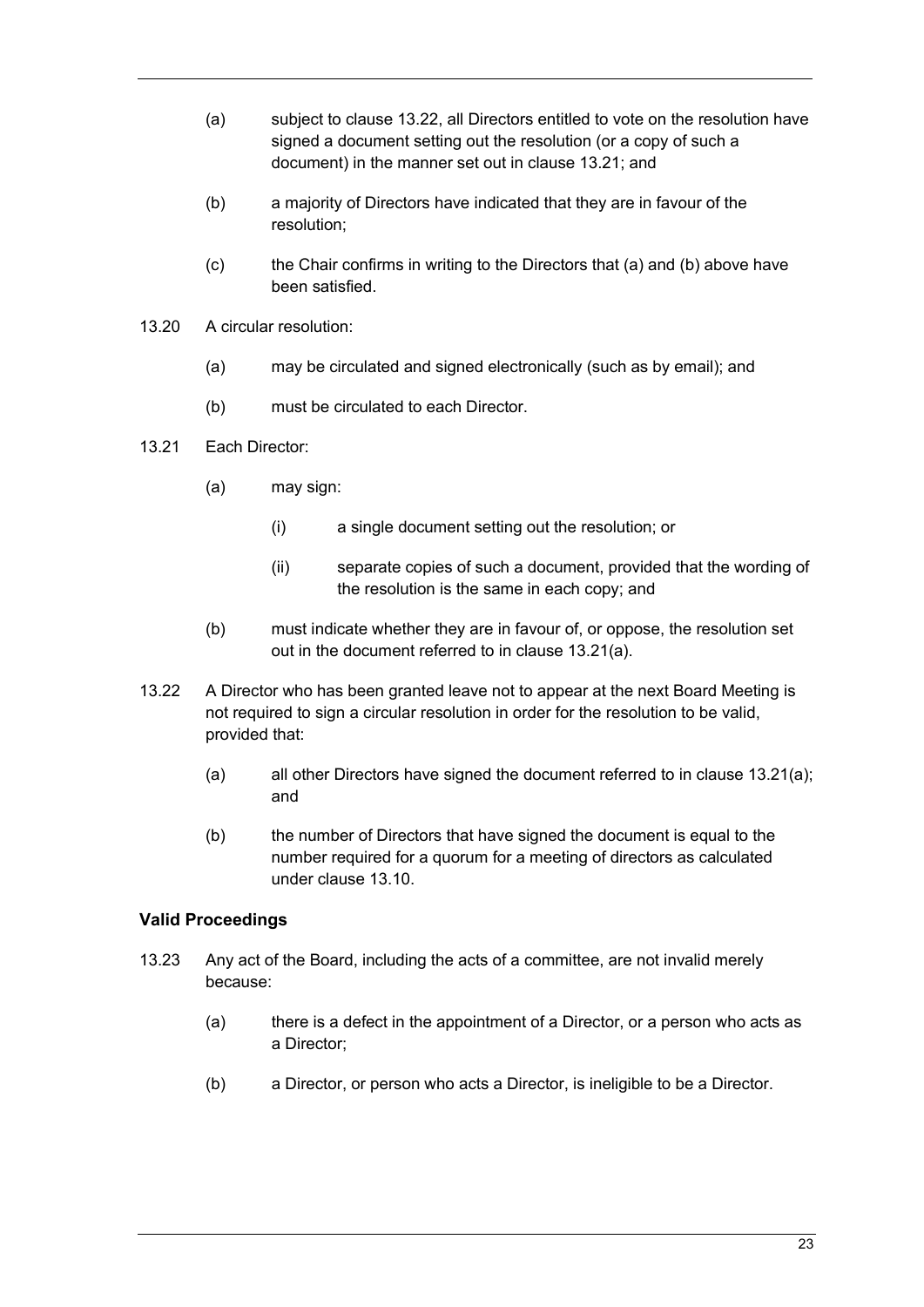(a) subject to clause 13.22, all Directors entitled to vote on the resolution have signed a document setting out the resolution (or a copy of such a document) in the manner set out in clause 13.21; and

(b) a majority of Directors have indicated that they are in favour of the resolution;

(c) the Chair confirms in writing to the Directors that (a) and (b) above have been satisfied.

13.20 A circular resolution:

(a) may be circulated and signed electronically (such as by email); and

(b) must be circulated to each Director.

13.21 Each Director:

(a) may sign:

(i) a single document setting out the resolution; or

(ii) separate copies of such a document, provided that the wording of the resolution is the same in each copy; and

(b) must indicate whether they are in favour of, or oppose, the resolution set out in the document referred to in clause 13.21(a).

13.22 A Director who has been granted leave not to appear at the next Board Meeting is not required to sign a circular resolution in order for the resolution to be valid, provided that:

(a) all other Directors have signed the document referred to in clause 13.21(a); and

(b) the number of Directors that have signed the document is equal to the number required for a quorum for a meeting of directors as calculated under clause 13.10.

**Valid Proceedings**

13.23 Any act of the Board, including the acts of a committee, are not invalid merely because:

(a) there is a defect in the appointment of a Director, or a person who acts as a Director;

(b) a Director, or person who acts a Director, is ineligible to be a Director.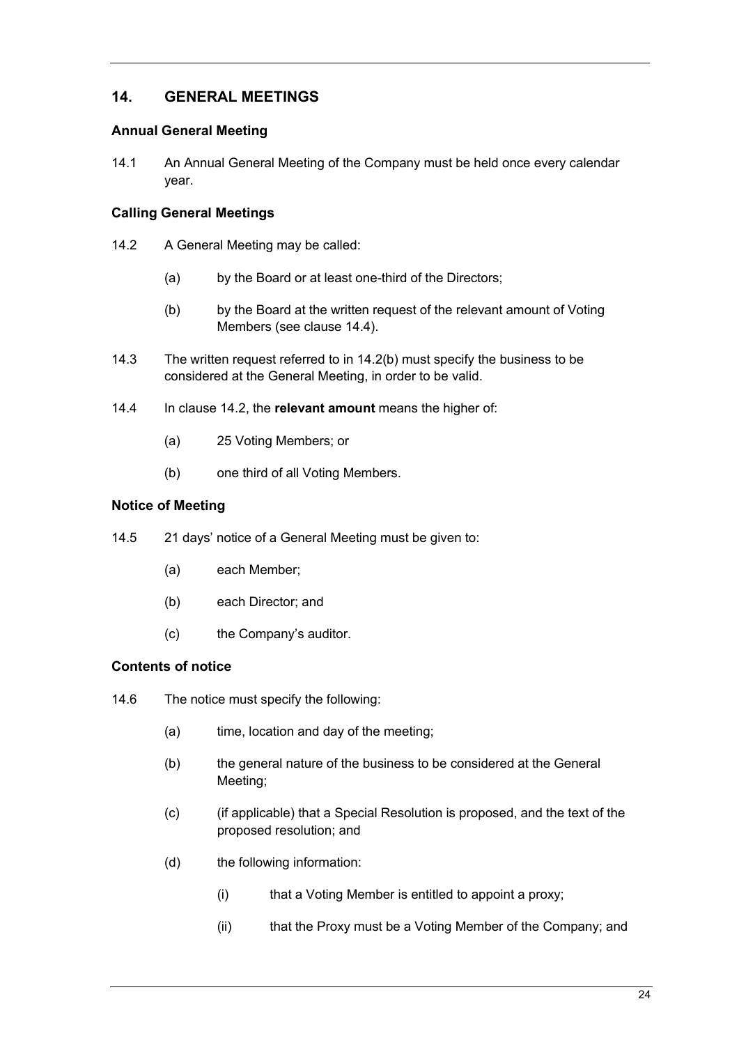## 14. GENERAL MEETINGS

### Annual General Meeting

14.1 An Annual General Meeting of the Company must be held once every calendar year.

### Calling General Meetings

14.2 A General Meeting may be called:

- (a) by the Board or at least one-third of the Directors;
- (b) by the Board at the written request of the relevant amount of Voting Members (see clause 14.4).

14.3 The written request referred to in 14.2(b) must specify the business to be considered at the General Meeting, in order to be valid.

14.4 In clause 14.2, the **relevant amount** means the higher of:

- (a) 25 Voting Members; or
- (b) one third of all Voting Members.

### Notice of Meeting

14.5 21 days' notice of a General Meeting must be given to:

- (a) each Member;
- (b) each Director; and
- (c) the Company's auditor.

### Contents of notice

14.6 The notice must specify the following:

- (a) time, location and day of the meeting;
- (b) the general nature of the business to be considered at the General Meeting;
- (c) (if applicable) that a Special Resolution is proposed, and the text of the proposed resolution; and
- (d) the following information:
  - (i) that a Voting Member is entitled to appoint a proxy;
  - (ii) that the Proxy must be a Voting Member of the Company; and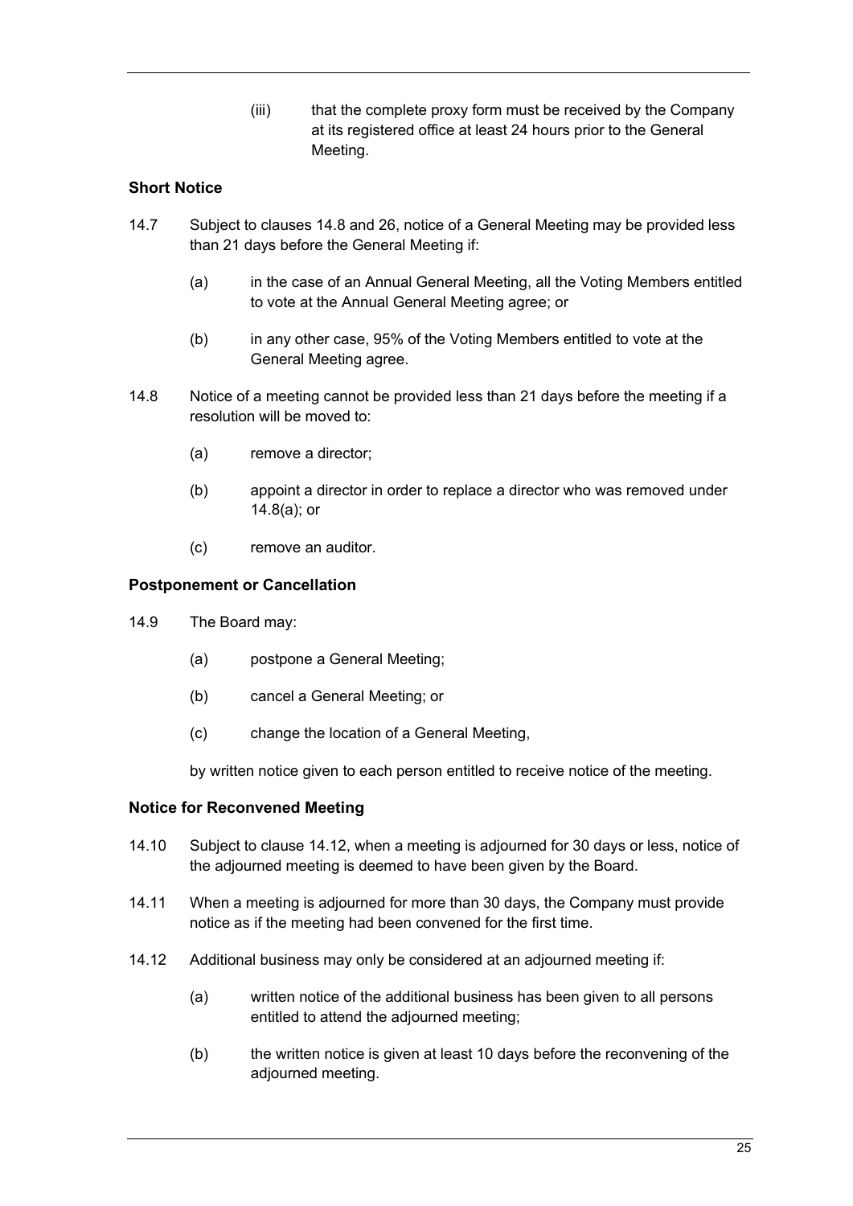(iii) that the complete proxy form must be received by the Company at its registered office at least 24 hours prior to the General Meeting.

### Short Notice

14.7 Subject to clauses 14.8 and 26, notice of a General Meeting may be provided less than 21 days before the General Meeting if:

(a) in the case of an Annual General Meeting, all the Voting Members entitled to vote at the Annual General Meeting agree; or

(b) in any other case, 95% of the Voting Members entitled to vote at the General Meeting agree.

14.8 Notice of a meeting cannot be provided less than 21 days before the meeting if a resolution will be moved to:

(a) remove a director;

(b) appoint a director in order to replace a director who was removed under 14.8(a); or

(c) remove an auditor.

### Postponement or Cancellation

14.9 The Board may:

(a) postpone a General Meeting;

(b) cancel a General Meeting; or

(c) change the location of a General Meeting,

by written notice given to each person entitled to receive notice of the meeting.

### Notice for Reconvened Meeting

14.10 Subject to clause 14.12, when a meeting is adjourned for 30 days or less, notice of the adjourned meeting is deemed to have been given by the Board.

14.11 When a meeting is adjourned for more than 30 days, the Company must provide notice as if the meeting had been convened for the first time.

14.12 Additional business may only be considered at an adjourned meeting if:

(a) written notice of the additional business has been given to all persons entitled to attend the adjourned meeting;

(b) the written notice is given at least 10 days before the reconvening of the adjourned meeting.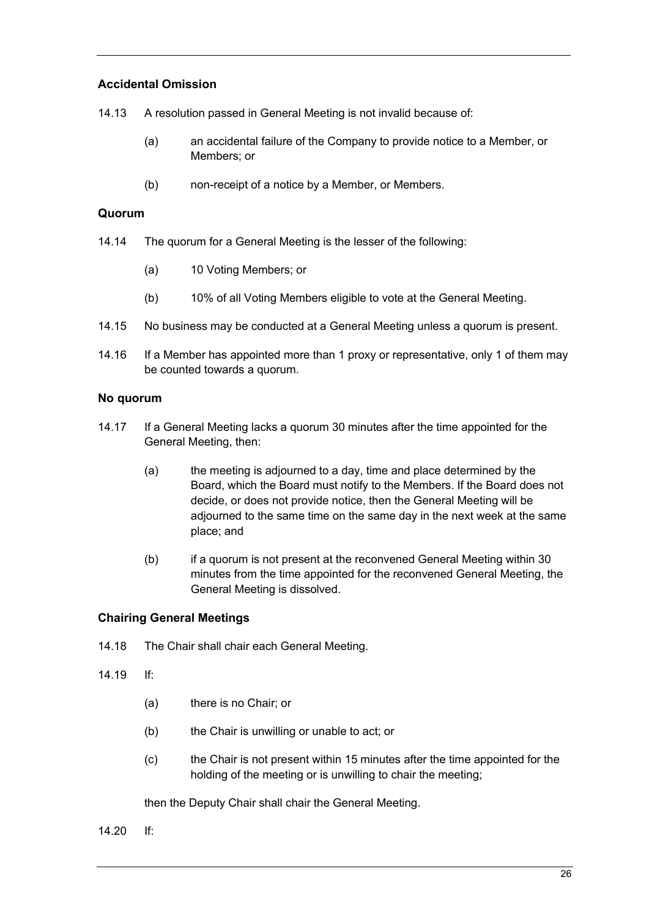### Accidental Omission

14.13 A resolution passed in General Meeting is not invalid because of:

(a) an accidental failure of the Company to provide notice to a Member, or Members; or

(b) non-receipt of a notice by a Member, or Members.

### Quorum

14.14 The quorum for a General Meeting is the lesser of the following:

(a) 10 Voting Members; or

(b) 10% of all Voting Members eligible to vote at the General Meeting.

14.15 No business may be conducted at a General Meeting unless a quorum is present.

14.16 If a Member has appointed more than 1 proxy or representative, only 1 of them may be counted towards a quorum.

### No quorum

14.17 If a General Meeting lacks a quorum 30 minutes after the time appointed for the General Meeting, then:

(a) the meeting is adjourned to a day, time and place determined by the Board, which the Board must notify to the Members. If the Board does not decide, or does not provide notice, then the General Meeting will be adjourned to the same time on the same day in the next week at the same place; and

(b) if a quorum is not present at the reconvened General Meeting within 30 minutes from the time appointed for the reconvened General Meeting, the General Meeting is dissolved.

### Chairing General Meetings

14.18 The Chair shall chair each General Meeting.

14.19 If:

(a) there is no Chair; or

(b) the Chair is unwilling or unable to act; or

(c) the Chair is not present within 15 minutes after the time appointed for the holding of the meeting or is unwilling to chair the meeting;

then the Deputy Chair shall chair the General Meeting.

14.20 If: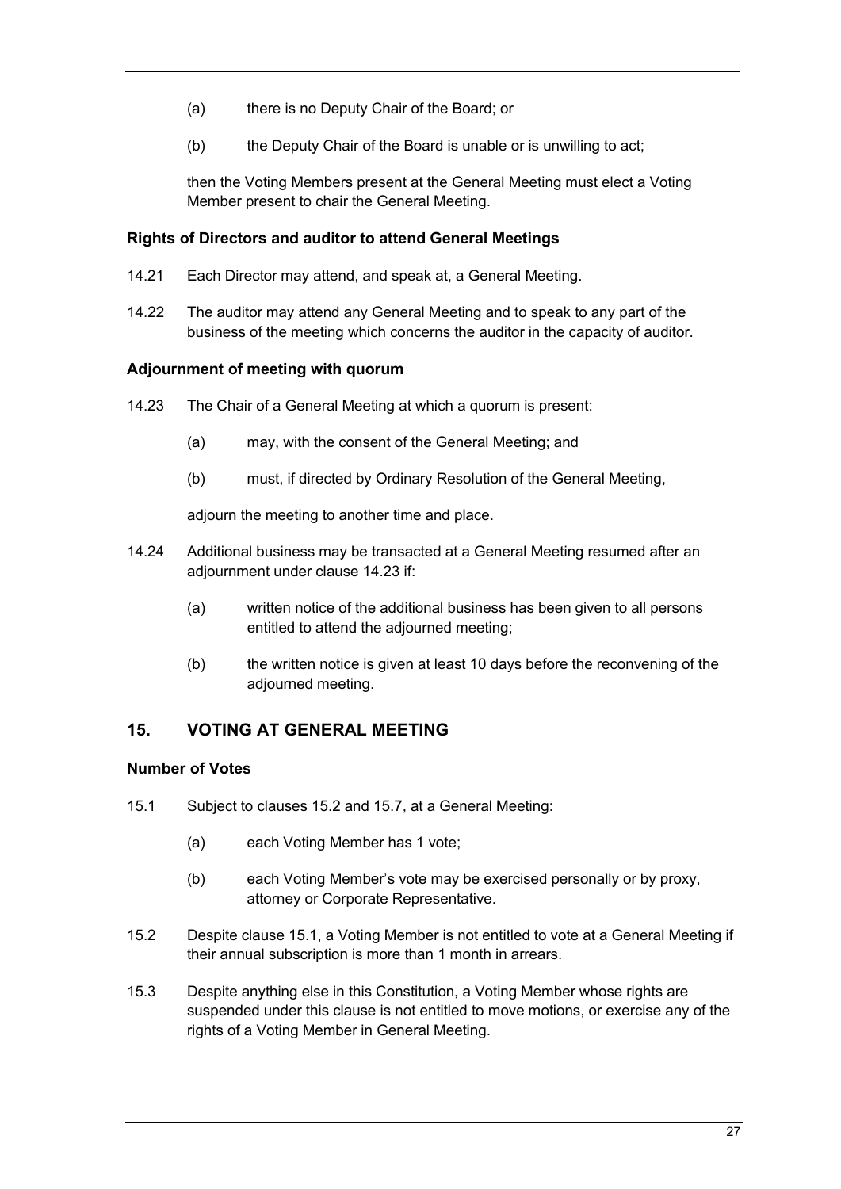(a) there is no Deputy Chair of the Board; or

(b) the Deputy Chair of the Board is unable or is unwilling to act;

then the Voting Members present at the General Meeting must elect a Voting Member present to chair the General Meeting.

### Rights of Directors and auditor to attend General Meetings

14.21 Each Director may attend, and speak at, a General Meeting.

14.22 The auditor may attend any General Meeting and to speak to any part of the business of the meeting which concerns the auditor in the capacity of auditor.

### Adjournment of meeting with quorum

14.23 The Chair of a General Meeting at which a quorum is present:

(a) may, with the consent of the General Meeting; and

(b) must, if directed by Ordinary Resolution of the General Meeting,

adjourn the meeting to another time and place.

14.24 Additional business may be transacted at a General Meeting resumed after an adjournment under clause 14.23 if:

(a) written notice of the additional business has been given to all persons entitled to attend the adjourned meeting;

(b) the written notice is given at least 10 days before the reconvening of the adjourned meeting.

## 15. VOTING AT GENERAL MEETING

### Number of Votes

15.1 Subject to clauses 15.2 and 15.7, at a General Meeting:

(a) each Voting Member has 1 vote;

(b) each Voting Member's vote may be exercised personally or by proxy, attorney or Corporate Representative.

15.2 Despite clause 15.1, a Voting Member is not entitled to vote at a General Meeting if their annual subscription is more than 1 month in arrears.

15.3 Despite anything else in this Constitution, a Voting Member whose rights are suspended under this clause is not entitled to move motions, or exercise any of the rights of a Voting Member in General Meeting.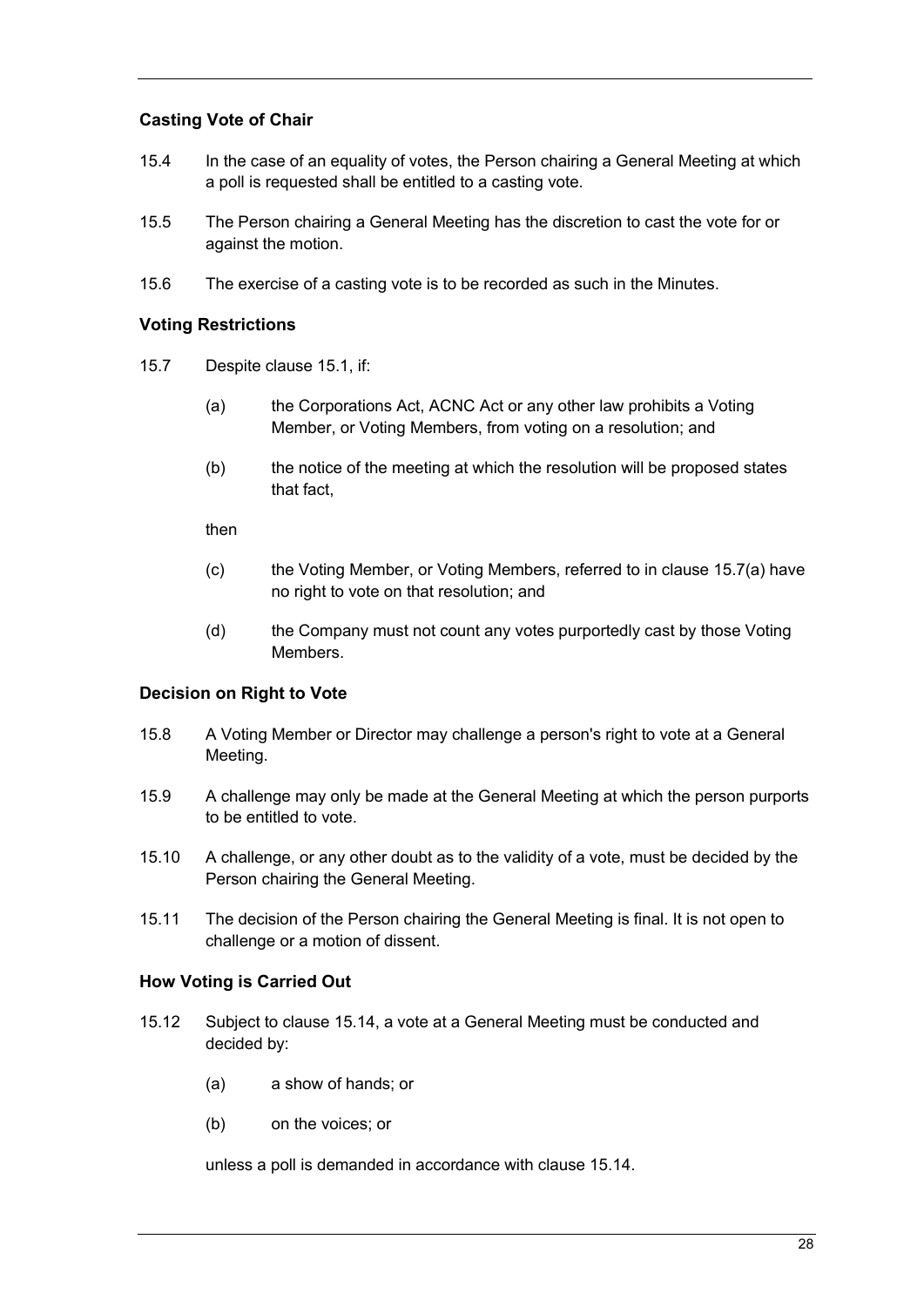### Casting Vote of Chair

15.4 In the case of an equality of votes, the Person chairing a General Meeting at which a poll is requested shall be entitled to a casting vote.

15.5 The Person chairing a General Meeting has the discretion to cast the vote for or against the motion.

15.6 The exercise of a casting vote is to be recorded as such in the Minutes.

### Voting Restrictions

15.7 Despite clause 15.1, if:

- (a) the Corporations Act, ACNC Act or any other law prohibits a Voting Member, or Voting Members, from voting on a resolution; and
- (b) the notice of the meeting at which the resolution will be proposed states that fact,

then

- (c) the Voting Member, or Voting Members, referred to in clause 15.7(a) have no right to vote on that resolution; and
- (d) the Company must not count any votes purportedly cast by those Voting Members.

### Decision on Right to Vote

15.8 A Voting Member or Director may challenge a person's right to vote at a General Meeting.

15.9 A challenge may only be made at the General Meeting at which the person purports to be entitled to vote.

15.10 A challenge, or any other doubt as to the validity of a vote, must be decided by the Person chairing the General Meeting.

15.11 The decision of the Person chairing the General Meeting is final. It is not open to challenge or a motion of dissent.

### How Voting is Carried Out

15.12 Subject to clause 15.14, a vote at a General Meeting must be conducted and decided by:

- (a) a show of hands; or
- (b) on the voices; or

unless a poll is demanded in accordance with clause 15.14.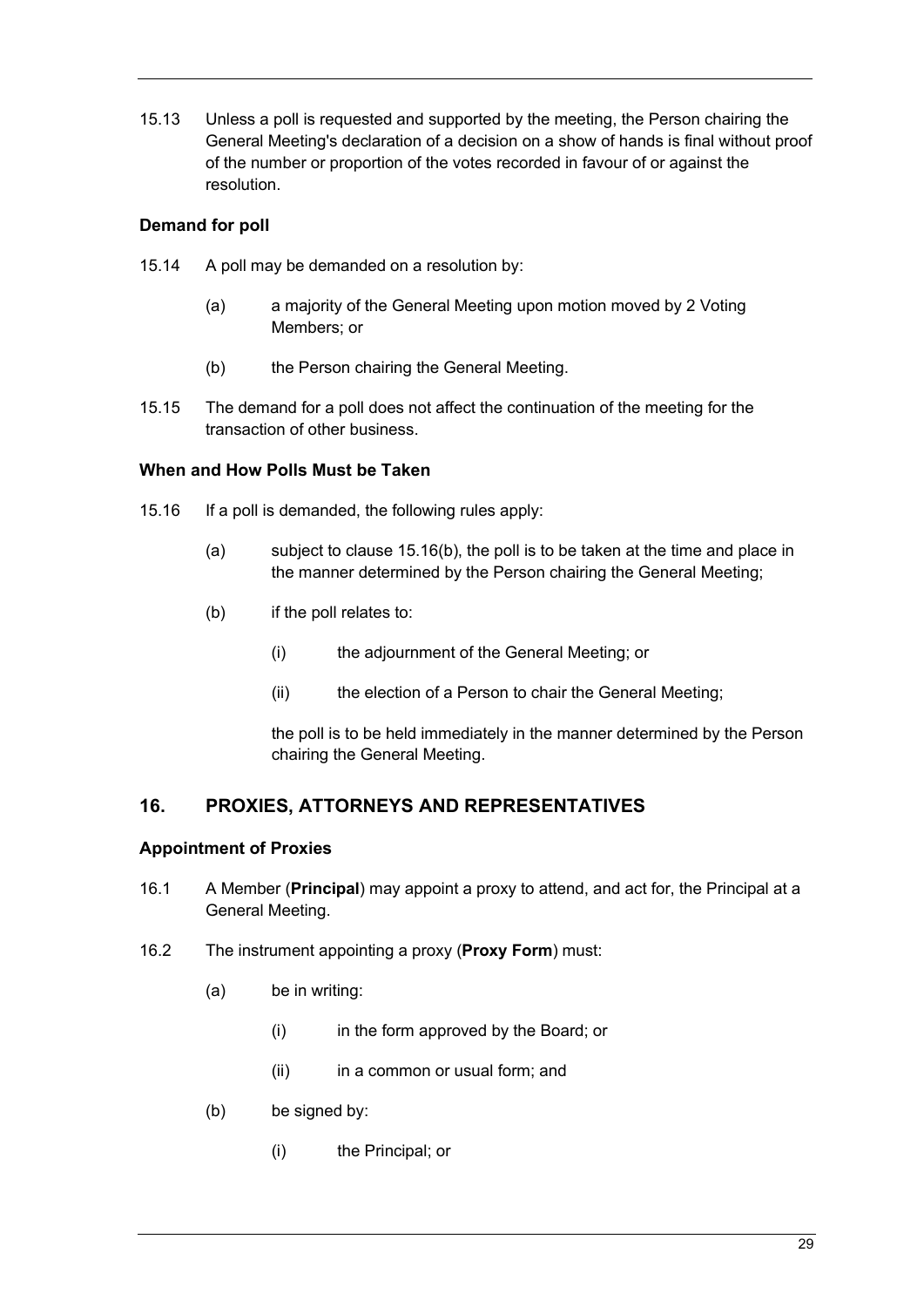15.13 Unless a poll is requested and supported by the meeting, the Person chairing the General Meeting's declaration of a decision on a show of hands is final without proof of the number or proportion of the votes recorded in favour of or against the resolution.

### Demand for poll

15.14 A poll may be demanded on a resolution by:

(a) a majority of the General Meeting upon motion moved by 2 Voting Members; or

(b) the Person chairing the General Meeting.

15.15 The demand for a poll does not affect the continuation of the meeting for the transaction of other business.

### When and How Polls Must be Taken

15.16 If a poll is demanded, the following rules apply:

(a) subject to clause 15.16(b), the poll is to be taken at the time and place in the manner determined by the Person chairing the General Meeting;

(b) if the poll relates to:

(i) the adjournment of the General Meeting; or

(ii) the election of a Person to chair the General Meeting;

the poll is to be held immediately in the manner determined by the Person chairing the General Meeting.

## 16. PROXIES, ATTORNEYS AND REPRESENTATIVES

### Appointment of Proxies

16.1 A Member (**Principal**) may appoint a proxy to attend, and act for, the Principal at a General Meeting.

16.2 The instrument appointing a proxy (**Proxy Form**) must:

(a) be in writing:

(i) in the form approved by the Board; or

(ii) in a common or usual form; and

(b) be signed by:

(i) the Principal; or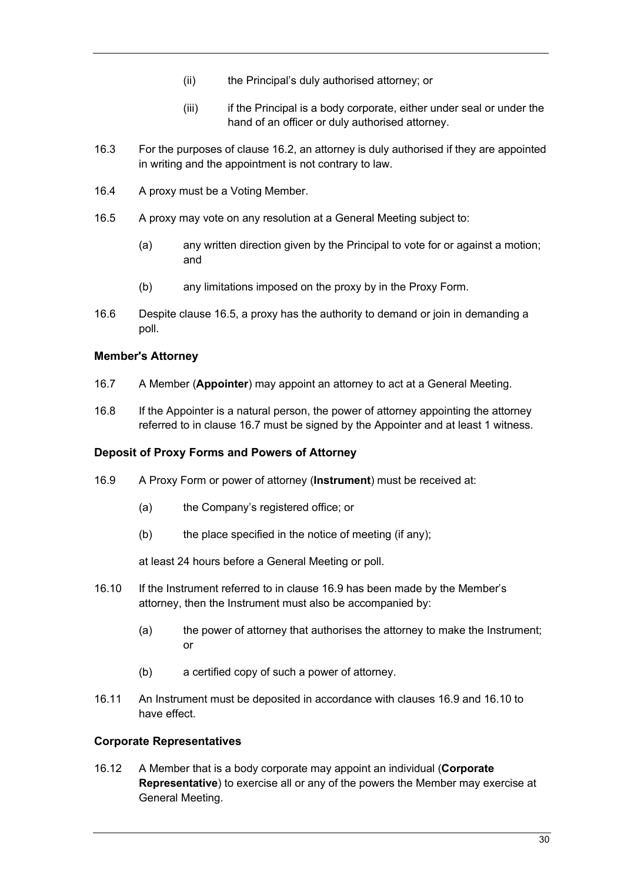(ii) the Principal's duly authorised attorney; or

(iii) if the Principal is a body corporate, either under seal or under the hand of an officer or duly authorised attorney.

16.3 For the purposes of clause 16.2, an attorney is duly authorised if they are appointed in writing and the appointment is not contrary to law.

16.4 A proxy must be a Voting Member.

16.5 A proxy may vote on any resolution at a General Meeting subject to:

(a) any written direction given by the Principal to vote for or against a motion; and

(b) any limitations imposed on the proxy by in the Proxy Form.

16.6 Despite clause 16.5, a proxy has the authority to demand or join in demanding a poll.

**Member's Attorney**

16.7 A Member (**Appointer**) may appoint an attorney to act at a General Meeting.

16.8 If the Appointer is a natural person, the power of attorney appointing the attorney referred to in clause 16.7 must be signed by the Appointer and at least 1 witness.

**Deposit of Proxy Forms and Powers of Attorney**

16.9 A Proxy Form or power of attorney (**Instrument**) must be received at:

(a) the Company's registered office; or

(b) the place specified in the notice of meeting (if any);

at least 24 hours before a General Meeting or poll.

16.10 If the Instrument referred to in clause 16.9 has been made by the Member's attorney, then the Instrument must also be accompanied by:

(a) the power of attorney that authorises the attorney to make the Instrument; or

(b) a certified copy of such a power of attorney.

16.11 An Instrument must be deposited in accordance with clauses 16.9 and 16.10 to have effect.

**Corporate Representatives**

16.12 A Member that is a body corporate may appoint an individual (**Corporate Representative**) to exercise all or any of the powers the Member may exercise at General Meeting.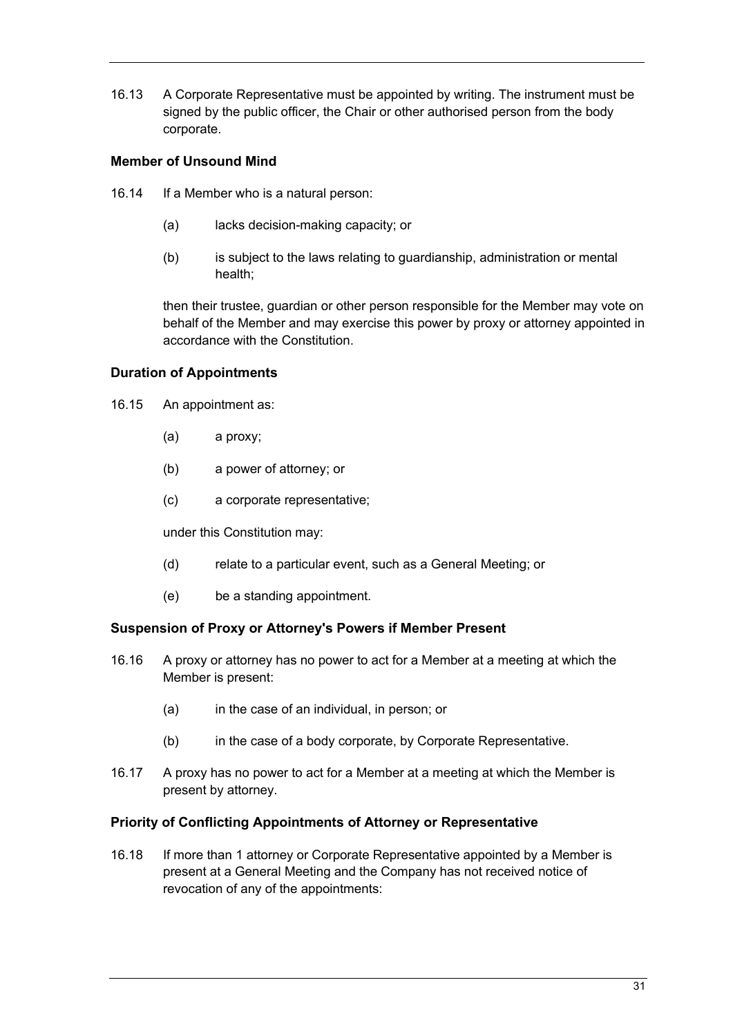16.13 A Corporate Representative must be appointed by writing. The instrument must be signed by the public officer, the Chair or other authorised person from the body corporate.

### Member of Unsound Mind

16.14 If a Member who is a natural person:

(a) lacks decision-making capacity; or

(b) is subject to the laws relating to guardianship, administration or mental health;

then their trustee, guardian or other person responsible for the Member may vote on behalf of the Member and may exercise this power by proxy or attorney appointed in accordance with the Constitution.

### Duration of Appointments

16.15 An appointment as:

(a) a proxy;

(b) a power of attorney; or

(c) a corporate representative;

under this Constitution may:

(d) relate to a particular event, such as a General Meeting; or

(e) be a standing appointment.

### Suspension of Proxy or Attorney's Powers if Member Present

16.16 A proxy or attorney has no power to act for a Member at a meeting at which the Member is present:

(a) in the case of an individual, in person; or

(b) in the case of a body corporate, by Corporate Representative.

16.17 A proxy has no power to act for a Member at a meeting at which the Member is present by attorney.

### Priority of Conflicting Appointments of Attorney or Representative

16.18 If more than 1 attorney or Corporate Representative appointed by a Member is present at a General Meeting and the Company has not received notice of revocation of any of the appointments: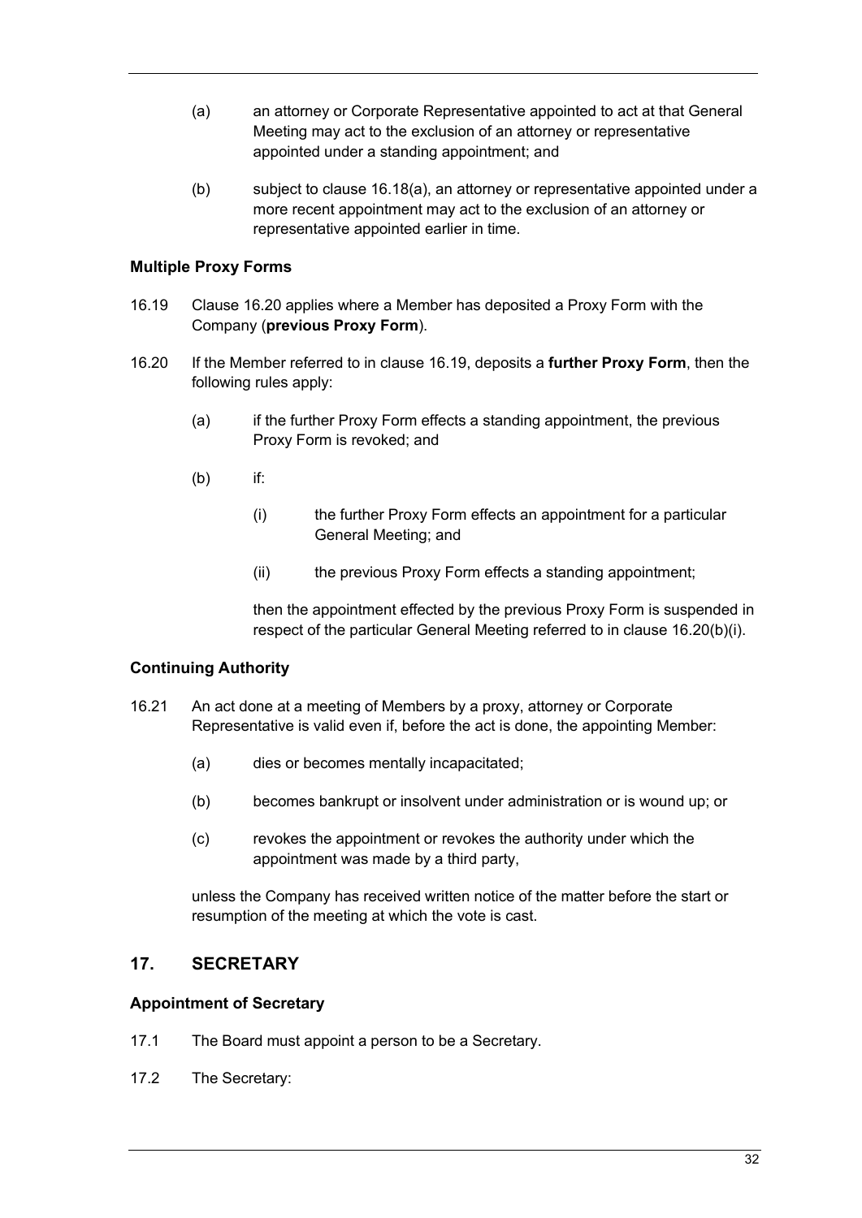(a) an attorney or Corporate Representative appointed to act at that General Meeting may act to the exclusion of an attorney or representative appointed under a standing appointment; and

(b) subject to clause 16.18(a), an attorney or representative appointed under a more recent appointment may act to the exclusion of an attorney or representative appointed earlier in time.

### Multiple Proxy Forms

16.19 Clause 16.20 applies where a Member has deposited a Proxy Form with the Company (**previous Proxy Form**).

16.20 If the Member referred to in clause 16.19, deposits a **further Proxy Form**, then the following rules apply:

(a) if the further Proxy Form effects a standing appointment, the previous Proxy Form is revoked; and

(b) if:

(i) the further Proxy Form effects an appointment for a particular General Meeting; and

(ii) the previous Proxy Form effects a standing appointment;

then the appointment effected by the previous Proxy Form is suspended in respect of the particular General Meeting referred to in clause 16.20(b)(i).

### Continuing Authority

16.21 An act done at a meeting of Members by a proxy, attorney or Corporate Representative is valid even if, before the act is done, the appointing Member:

(a) dies or becomes mentally incapacitated;

(b) becomes bankrupt or insolvent under administration or is wound up; or

(c) revokes the appointment or revokes the authority under which the appointment was made by a third party,

unless the Company has received written notice of the matter before the start or resumption of the meeting at which the vote is cast.

## 17. SECRETARY

### Appointment of Secretary

17.1 The Board must appoint a person to be a Secretary.

17.2 The Secretary: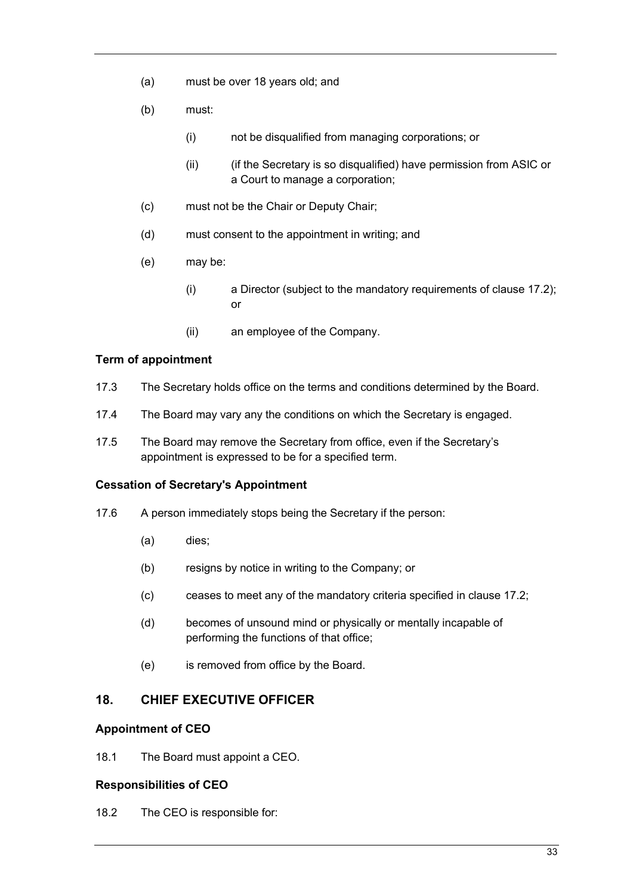(a) must be over 18 years old; and

(b) must:

   (i) not be disqualified from managing corporations; or

   (ii) (if the Secretary is so disqualified) have permission from ASIC or a Court to manage a corporation;

(c) must not be the Chair or Deputy Chair;

(d) must consent to the appointment in writing; and

(e) may be:

   (i) a Director (subject to the mandatory requirements of clause 17.2); or

   (ii) an employee of the Company.

**Term of appointment**

17.3 The Secretary holds office on the terms and conditions determined by the Board.

17.4 The Board may vary any the conditions on which the Secretary is engaged.

17.5 The Board may remove the Secretary from office, even if the Secretary's appointment is expressed to be for a specified term.

**Cessation of Secretary's Appointment**

17.6 A person immediately stops being the Secretary if the person:

(a) dies;

(b) resigns by notice in writing to the Company; or

(c) ceases to meet any of the mandatory criteria specified in clause 17.2;

(d) becomes of unsound mind or physically or mentally incapable of performing the functions of that office;

(e) is removed from office by the Board.

## 18. CHIEF EXECUTIVE OFFICER

**Appointment of CEO**

18.1 The Board must appoint a CEO.

**Responsibilities of CEO**

18.2 The CEO is responsible for: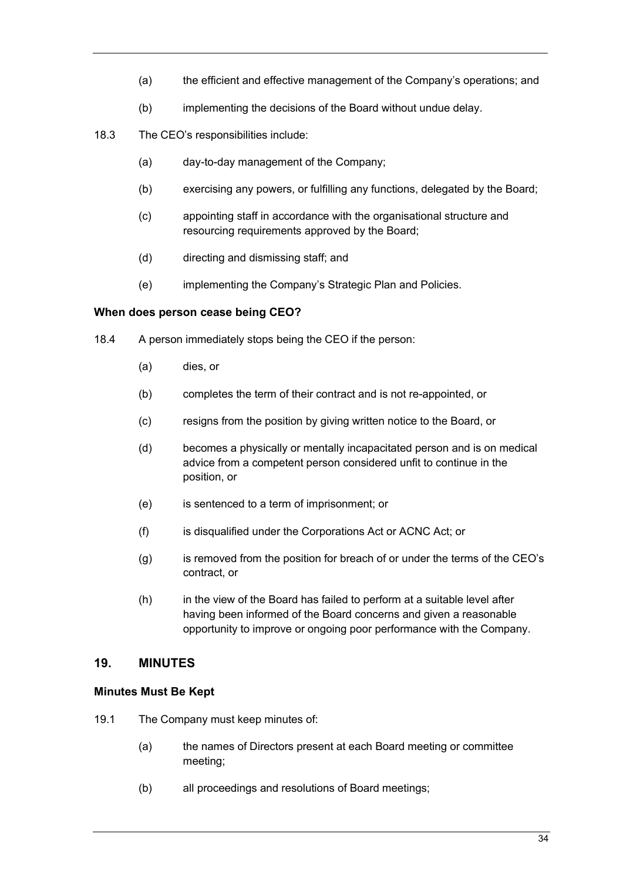(a) the efficient and effective management of the Company's operations; and

(b) implementing the decisions of the Board without undue delay.

18.3 The CEO's responsibilities include:

(a) day-to-day management of the Company;

(b) exercising any powers, or fulfilling any functions, delegated by the Board;

(c) appointing staff in accordance with the organisational structure and resourcing requirements approved by the Board;

(d) directing and dismissing staff; and

(e) implementing the Company's Strategic Plan and Policies.

**When does person cease being CEO?**

18.4 A person immediately stops being the CEO if the person:

(a) dies, or

(b) completes the term of their contract and is not re-appointed, or

(c) resigns from the position by giving written notice to the Board, or

(d) becomes a physically or mentally incapacitated person and is on medical advice from a competent person considered unfit to continue in the position, or

(e) is sentenced to a term of imprisonment; or

(f) is disqualified under the Corporations Act or ACNC Act; or

(g) is removed from the position for breach of or under the terms of the CEO's contract, or

(h) in the view of the Board has failed to perform at a suitable level after having been informed of the Board concerns and given a reasonable opportunity to improve or ongoing poor performance with the Company.

## 19. MINUTES

**Minutes Must Be Kept**

19.1 The Company must keep minutes of:

(a) the names of Directors present at each Board meeting or committee meeting;

(b) all proceedings and resolutions of Board meetings;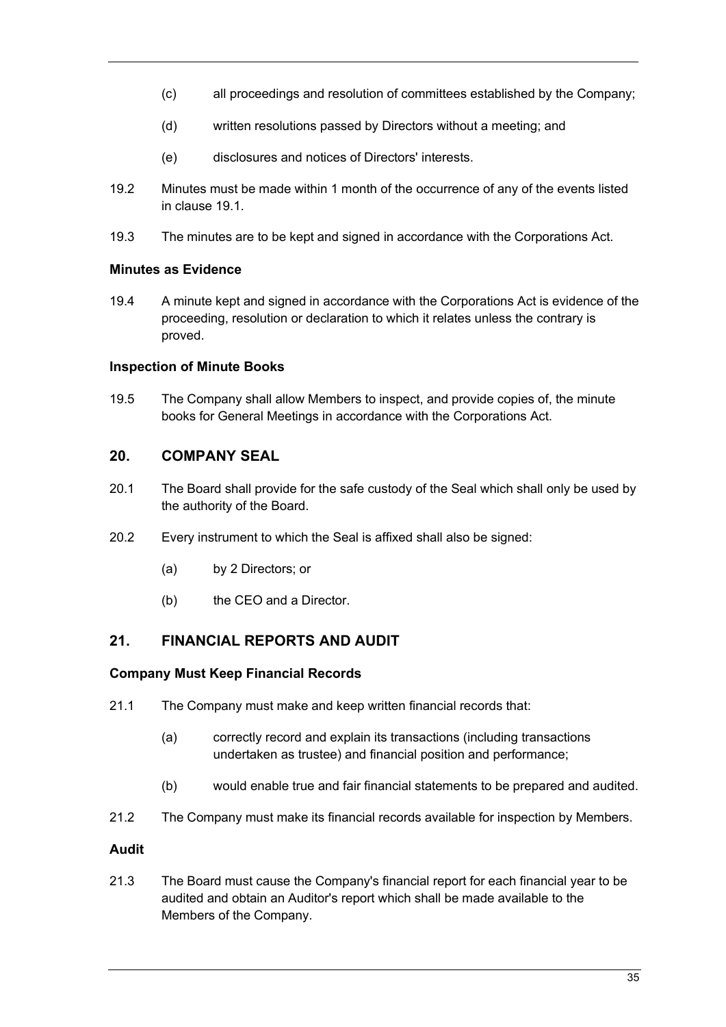(c) all proceedings and resolution of committees established by the Company;

(d) written resolutions passed by Directors without a meeting; and

(e) disclosures and notices of Directors' interests.

19.2 Minutes must be made within 1 month of the occurrence of any of the events listed in clause 19.1.

19.3 The minutes are to be kept and signed in accordance with the Corporations Act.

**Minutes as Evidence**

19.4 A minute kept and signed in accordance with the Corporations Act is evidence of the proceeding, resolution or declaration to which it relates unless the contrary is proved.

**Inspection of Minute Books**

19.5 The Company shall allow Members to inspect, and provide copies of, the minute books for General Meetings in accordance with the Corporations Act.

## 20. COMPANY SEAL

20.1 The Board shall provide for the safe custody of the Seal which shall only be used by the authority of the Board.

20.2 Every instrument to which the Seal is affixed shall also be signed:

(a) by 2 Directors; or

(b) the CEO and a Director.

## 21. FINANCIAL REPORTS AND AUDIT

**Company Must Keep Financial Records**

21.1 The Company must make and keep written financial records that:

(a) correctly record and explain its transactions (including transactions undertaken as trustee) and financial position and performance;

(b) would enable true and fair financial statements to be prepared and audited.

21.2 The Company must make its financial records available for inspection by Members.

**Audit**

21.3 The Board must cause the Company's financial report for each financial year to be audited and obtain an Auditor's report which shall be made available to the Members of the Company.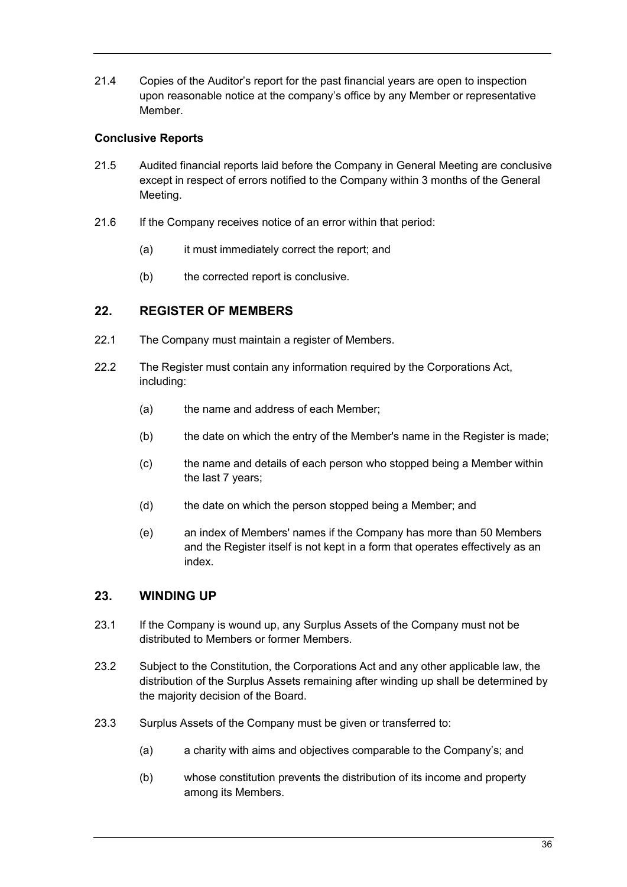21.4 Copies of the Auditor's report for the past financial years are open to inspection upon reasonable notice at the company's office by any Member or representative Member.

**Conclusive Reports**

21.5 Audited financial reports laid before the Company in General Meeting are conclusive except in respect of errors notified to the Company within 3 months of the General Meeting.

21.6 If the Company receives notice of an error within that period:

(a) it must immediately correct the report; and

(b) the corrected report is conclusive.

## 22. REGISTER OF MEMBERS

22.1 The Company must maintain a register of Members.

22.2 The Register must contain any information required by the Corporations Act, including:

(a) the name and address of each Member;

(b) the date on which the entry of the Member's name in the Register is made;

(c) the name and details of each person who stopped being a Member within the last 7 years;

(d) the date on which the person stopped being a Member; and

(e) an index of Members' names if the Company has more than 50 Members and the Register itself is not kept in a form that operates effectively as an index.

## 23. WINDING UP

23.1 If the Company is wound up, any Surplus Assets of the Company must not be distributed to Members or former Members.

23.2 Subject to the Constitution, the Corporations Act and any other applicable law, the distribution of the Surplus Assets remaining after winding up shall be determined by the majority decision of the Board.

23.3 Surplus Assets of the Company must be given or transferred to:

(a) a charity with aims and objectives comparable to the Company's; and

(b) whose constitution prevents the distribution of its income and property among its Members.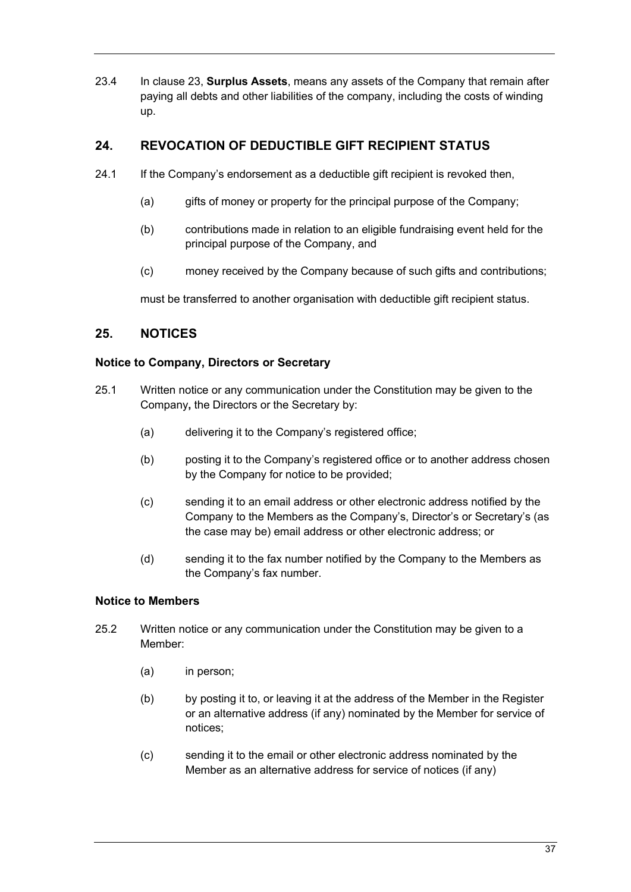23.4 In clause 23, **Surplus Assets**, means any assets of the Company that remain after paying all debts and other liabilities of the company, including the costs of winding up.

## 24. REVOCATION OF DEDUCTIBLE GIFT RECIPIENT STATUS

24.1 If the Company's endorsement as a deductible gift recipient is revoked then,

(a) gifts of money or property for the principal purpose of the Company;

(b) contributions made in relation to an eligible fundraising event held for the principal purpose of the Company, and

(c) money received by the Company because of such gifts and contributions;

must be transferred to another organisation with deductible gift recipient status.

## 25. NOTICES

### Notice to Company, Directors or Secretary

25.1 Written notice or any communication under the Constitution may be given to the Company**,** the Directors or the Secretary by:

(a) delivering it to the Company's registered office;

(b) posting it to the Company's registered office or to another address chosen by the Company for notice to be provided;

(c) sending it to an email address or other electronic address notified by the Company to the Members as the Company's, Director's or Secretary's (as the case may be) email address or other electronic address; or

(d) sending it to the fax number notified by the Company to the Members as the Company's fax number.

### Notice to Members

25.2 Written notice or any communication under the Constitution may be given to a Member:

(a) in person;

(b) by posting it to, or leaving it at the address of the Member in the Register or an alternative address (if any) nominated by the Member for service of notices;

(c) sending it to the email or other electronic address nominated by the Member as an alternative address for service of notices (if any)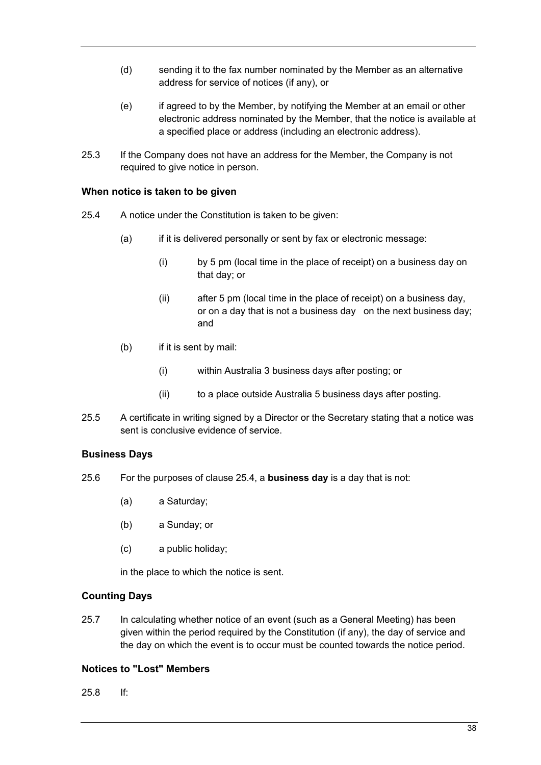(d) sending it to the fax number nominated by the Member as an alternative address for service of notices (if any), or

(e) if agreed to by the Member, by notifying the Member at an email or other electronic address nominated by the Member, that the notice is available at a specified place or address (including an electronic address).

25.3 If the Company does not have an address for the Member, the Company is not required to give notice in person.

**When notice is taken to be given**

25.4 A notice under the Constitution is taken to be given:

(a) if it is delivered personally or sent by fax or electronic message:

(i) by 5 pm (local time in the place of receipt) on a business day on that day; or

(ii) after 5 pm (local time in the place of receipt) on a business day, or on a day that is not a business day on the next business day; and

(b) if it is sent by mail:

(i) within Australia 3 business days after posting; or

(ii) to a place outside Australia 5 business days after posting.

25.5 A certificate in writing signed by a Director or the Secretary stating that a notice was sent is conclusive evidence of service.

**Business Days**

25.6 For the purposes of clause 25.4, a **business day** is a day that is not:

(a) a Saturday;

(b) a Sunday; or

(c) a public holiday;

in the place to which the notice is sent.

**Counting Days**

25.7 In calculating whether notice of an event (such as a General Meeting) has been given within the period required by the Constitution (if any), the day of service and the day on which the event is to occur must be counted towards the notice period.

**Notices to "Lost" Members**

25.8 If: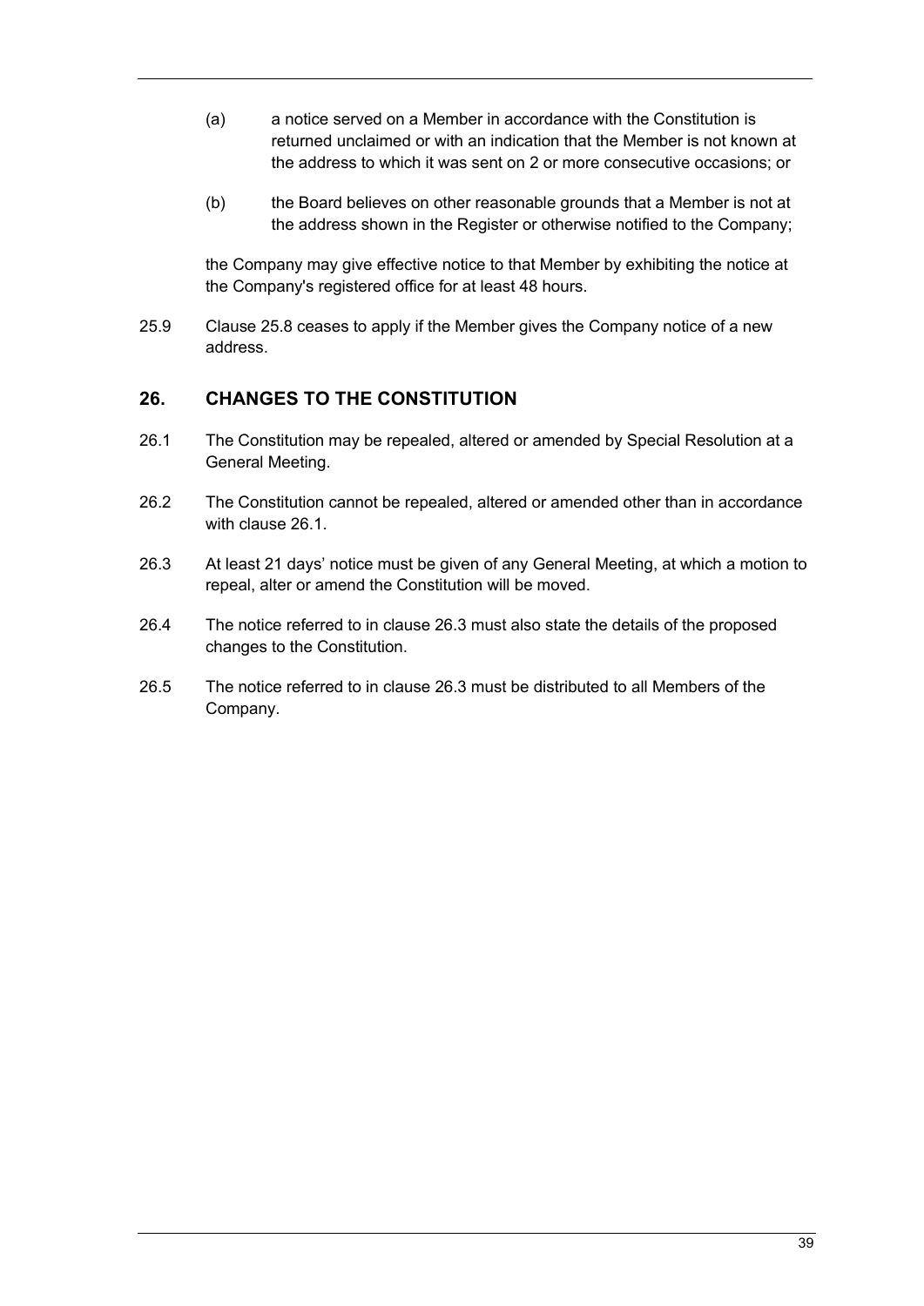(a) a notice served on a Member in accordance with the Constitution is returned unclaimed or with an indication that the Member is not known at the address to which it was sent on 2 or more consecutive occasions; or

(b) the Board believes on other reasonable grounds that a Member is not at the address shown in the Register or otherwise notified to the Company;

the Company may give effective notice to that Member by exhibiting the notice at the Company's registered office for at least 48 hours.

25.9 Clause 25.8 ceases to apply if the Member gives the Company notice of a new address.

## 26. CHANGES TO THE CONSTITUTION

26.1 The Constitution may be repealed, altered or amended by Special Resolution at a General Meeting.

26.2 The Constitution cannot be repealed, altered or amended other than in accordance with clause 26.1.

26.3 At least 21 days' notice must be given of any General Meeting, at which a motion to repeal, alter or amend the Constitution will be moved.

26.4 The notice referred to in clause 26.3 must also state the details of the proposed changes to the Constitution.

26.5 The notice referred to in clause 26.3 must be distributed to all Members of the Company.